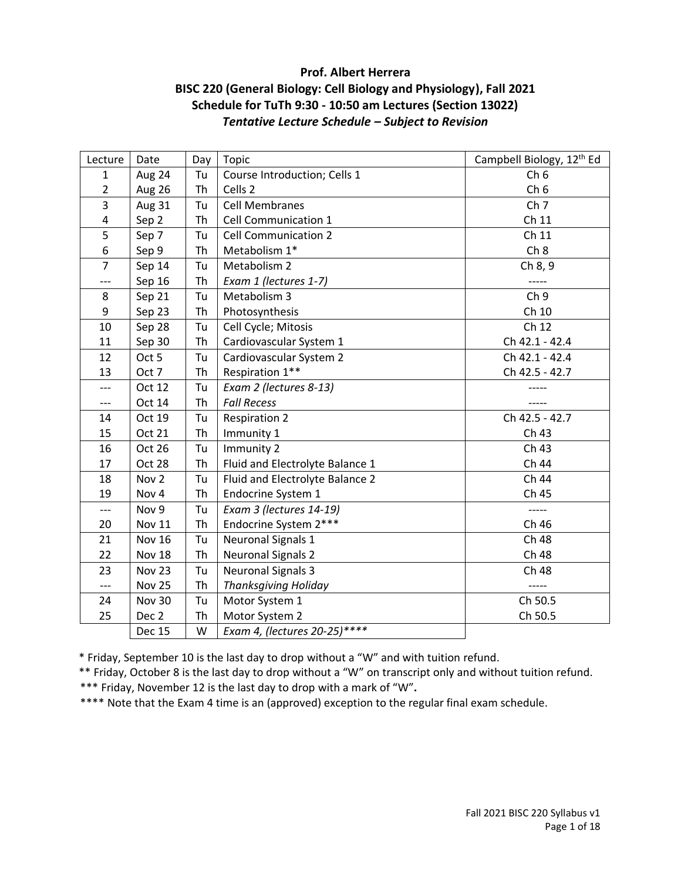**Prof. Albert Herrera**

**BISC 220 (General Biology: Cell Biology and Physiology), Fall 2021**

**Schedule for TuTh 9:30 - 10:50 am Lectures (Section 13022)**

***Tentative Lecture Schedule – Subject to Revision***

| Lecture | Date | Day | Topic | Campbell Biology, 12th Ed |
|---|---|---|---|---|
| 1 | Aug 24 | Tu | Course Introduction; Cells 1 | Ch 6 |
| 2 | Aug 26 | Th | Cells 2 | Ch 6 |
| 3 | Aug 31 | Tu | Cell Membranes | Ch 7 |
| 4 | Sep 2 | Th | Cell Communication 1 | Ch 11 |
| 5 | Sep 7 | Tu | Cell Communication 2 | Ch 11 |
| 6 | Sep 9 | Th | Metabolism 1* | Ch 8 |
| 7 | Sep 14 | Tu | Metabolism 2 | Ch 8, 9 |
| --- | Sep 16 | Th | *Exam 1 (lectures 1-7)* | ----- |
| 8 | Sep 21 | Tu | Metabolism 3 | Ch 9 |
| 9 | Sep 23 | Th | Photosynthesis | Ch 10 |
| 10 | Sep 28 | Tu | Cell Cycle; Mitosis | Ch 12 |
| 11 | Sep 30 | Th | Cardiovascular System 1 | Ch 42.1 - 42.4 |
| 12 | Oct 5 | Tu | Cardiovascular System 2 | Ch 42.1 - 42.4 |
| 13 | Oct 7 | Th | Respiration 1** | Ch 42.5 - 42.7 |
| --- | Oct 12 | Tu | *Exam 2 (lectures 8-13)* | ----- |
| --- | Oct 14 | Th | *Fall Recess* | ----- |
| 14 | Oct 19 | Tu | Respiration 2 | Ch 42.5 - 42.7 |
| 15 | Oct 21 | Th | Immunity 1 | Ch 43 |
| 16 | Oct 26 | Tu | Immunity 2 | Ch 43 |
| 17 | Oct 28 | Th | Fluid and Electrolyte Balance 1 | Ch 44 |
| 18 | Nov 2 | Tu | Fluid and Electrolyte Balance 2 | Ch 44 |
| 19 | Nov 4 | Th | Endocrine System 1 | Ch 45 |
| --- | Nov 9 | Tu | *Exam 3 (lectures 14-19)* | ----- |
| 20 | Nov 11 | Th | Endocrine System 2*** | Ch 46 |
| 21 | Nov 16 | Tu | Neuronal Signals 1 | Ch 48 |
| 22 | Nov 18 | Th | Neuronal Signals 2 | Ch 48 |
| 23 | Nov 23 | Tu | Neuronal Signals 3 | Ch 48 |
| --- | Nov 25 | Th | *Thanksgiving Holiday* | ----- |
| 24 | Nov 30 | Tu | Motor System 1 | Ch 50.5 |
| 25 | Dec 2 | Th | Motor System 2 | Ch 50.5 |
| | Dec 15 | W | *Exam 4, (lectures 20-25)**** * | |

\* Friday, September 10 is the last day to drop without a "W" and with tuition refund.

\** Friday, October 8 is the last day to drop without a "W" on transcript only and without tuition refund.

\*** Friday, November 12 is the last day to drop with a mark of "W"**.**

\**** Note that the Exam 4 time is an (approved) exception to the regular final exam schedule.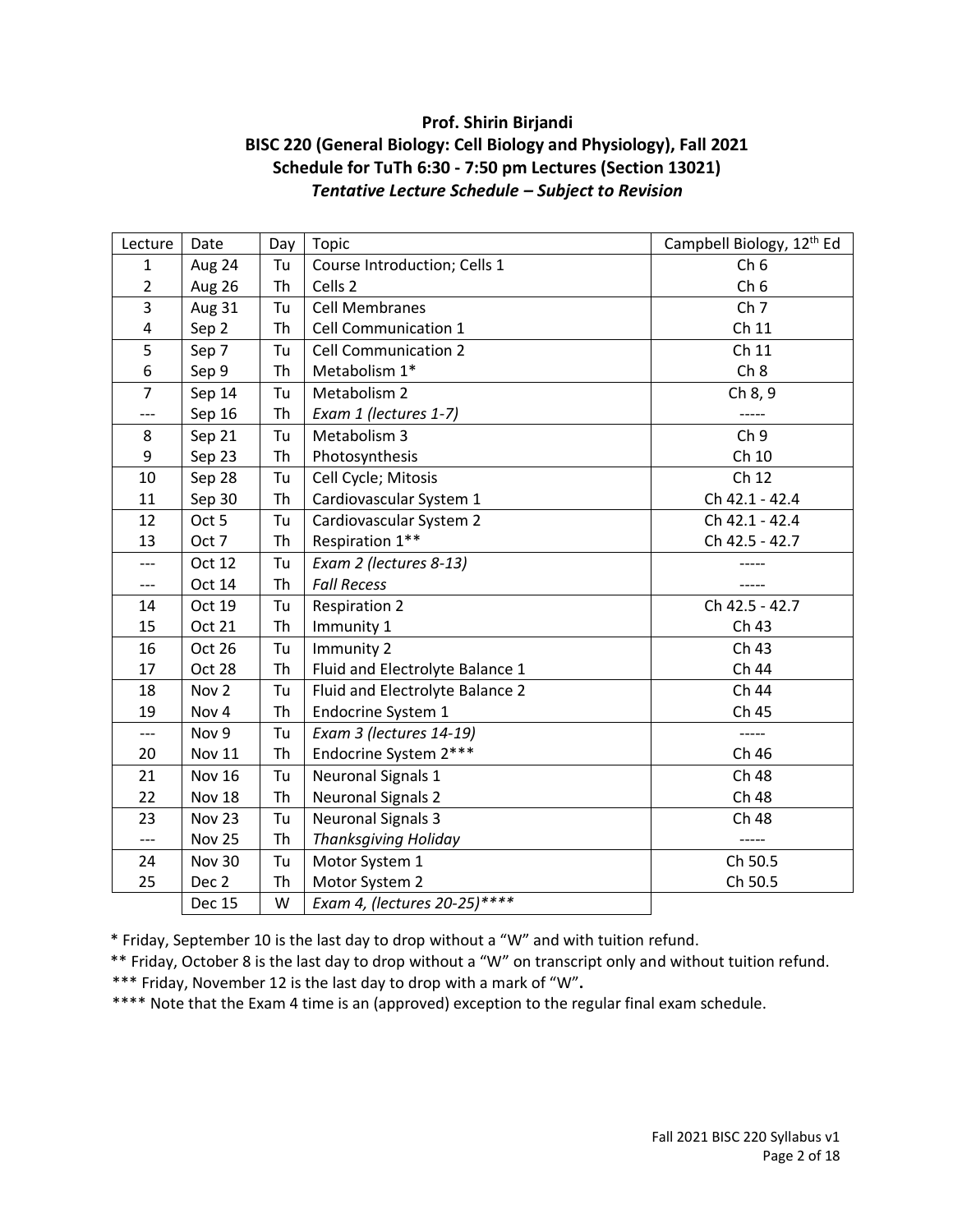**Prof. Shirin Birjandi**
**BISC 220 (General Biology: Cell Biology and Physiology), Fall 2021**
**Schedule for TuTh 6:30 - 7:50 pm Lectures (Section 13021)**
***Tentative Lecture Schedule – Subject to Revision***

| Lecture | Date | Day | Topic | Campbell Biology, 12th Ed |
|---|---|---|---|---|
| 1 | Aug 24 | Tu | Course Introduction; Cells 1 | Ch 6 |
| 2 | Aug 26 | Th | Cells 2 | Ch 6 |
| 3 | Aug 31 | Tu | Cell Membranes | Ch 7 |
| 4 | Sep 2 | Th | Cell Communication 1 | Ch 11 |
| 5 | Sep 7 | Tu | Cell Communication 2 | Ch 11 |
| 6 | Sep 9 | Th | Metabolism 1* | Ch 8 |
| 7 | Sep 14 | Tu | Metabolism 2 | Ch 8, 9 |
| --- | Sep 16 | Th | *Exam 1 (lectures 1-7)* | ----- |
| 8 | Sep 21 | Tu | Metabolism 3 | Ch 9 |
| 9 | Sep 23 | Th | Photosynthesis | Ch 10 |
| 10 | Sep 28 | Tu | Cell Cycle; Mitosis | Ch 12 |
| 11 | Sep 30 | Th | Cardiovascular System 1 | Ch 42.1 - 42.4 |
| 12 | Oct 5 | Tu | Cardiovascular System 2 | Ch 42.1 - 42.4 |
| 13 | Oct 7 | Th | Respiration 1** | Ch 42.5 - 42.7 |
| --- | Oct 12 | Tu | *Exam 2 (lectures 8-13)* | ----- |
| --- | Oct 14 | Th | *Fall Recess* | ----- |
| 14 | Oct 19 | Tu | Respiration 2 | Ch 42.5 - 42.7 |
| 15 | Oct 21 | Th | Immunity 1 | Ch 43 |
| 16 | Oct 26 | Tu | Immunity 2 | Ch 43 |
| 17 | Oct 28 | Th | Fluid and Electrolyte Balance 1 | Ch 44 |
| 18 | Nov 2 | Tu | Fluid and Electrolyte Balance 2 | Ch 44 |
| 19 | Nov 4 | Th | Endocrine System 1 | Ch 45 |
| --- | Nov 9 | Tu | *Exam 3 (lectures 14-19)* | ----- |
| 20 | Nov 11 | Th | Endocrine System 2*** | Ch 46 |
| 21 | Nov 16 | Tu | Neuronal Signals 1 | Ch 48 |
| 22 | Nov 18 | Th | Neuronal Signals 2 | Ch 48 |
| 23 | Nov 23 | Tu | Neuronal Signals 3 | Ch 48 |
| --- | Nov 25 | Th | *Thanksgiving Holiday* | ----- |
| 24 | Nov 30 | Tu | Motor System 1 | Ch 50.5 |
| 25 | Dec 2 | Th | Motor System 2 | Ch 50.5 |
| | Dec 15 | W | *Exam 4, (lectures 20-25)**** * | |

* Friday, September 10 is the last day to drop without a "W" and with tuition refund.

** Friday, October 8 is the last day to drop without a "W" on transcript only and without tuition refund.

*** Friday, November 12 is the last day to drop with a mark of "W"**.**

**** Note that the Exam 4 time is an (approved) exception to the regular final exam schedule.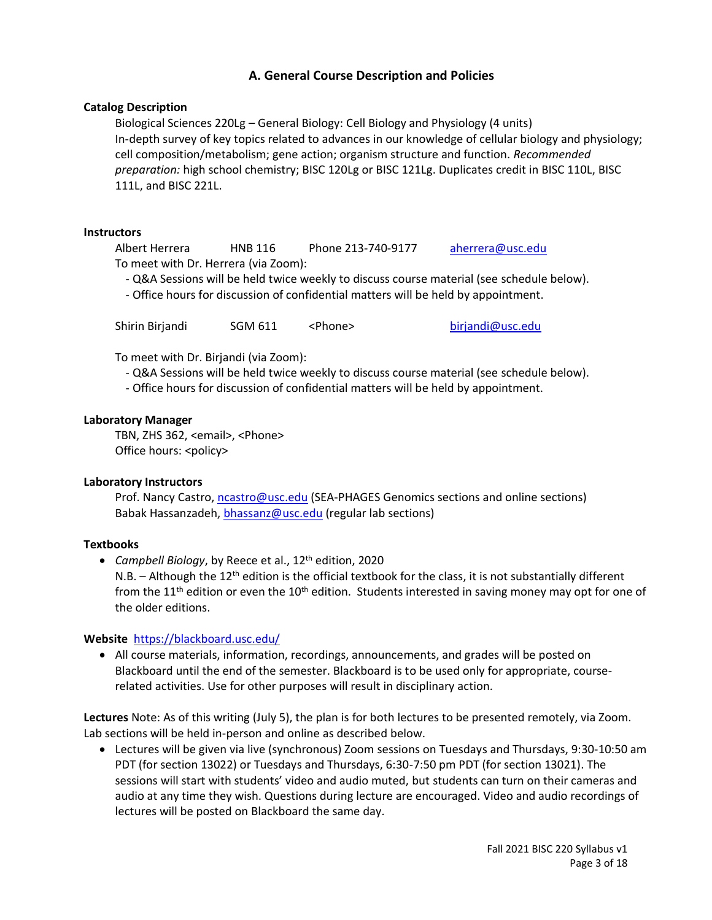## A. General Course Description and Policies

### Catalog Description

Biological Sciences 220Lg – General Biology: Cell Biology and Physiology (4 units)
In-depth survey of key topics related to advances in our knowledge of cellular biology and physiology; cell composition/metabolism; gene action; organism structure and function. *Recommended preparation:* high school chemistry; BISC 120Lg or BISC 121Lg. Duplicates credit in BISC 110L, BISC 111L, and BISC 221L.

### Instructors

Albert Herrera HNB 116 Phone 213-740-9177 aherrera@usc.edu

To meet with Dr. Herrera (via Zoom):

- Q&A Sessions will be held twice weekly to discuss course material (see schedule below).
- Office hours for discussion of confidential matters will be held by appointment.

Shirin Birjandi SGM 611 <Phone> birjandi@usc.edu

To meet with Dr. Birjandi (via Zoom):

- Q&A Sessions will be held twice weekly to discuss course material (see schedule below).
- Office hours for discussion of confidential matters will be held by appointment.

### Laboratory Manager

TBN, ZHS 362, <email>, <Phone>
Office hours: <policy>

### Laboratory Instructors

Prof. Nancy Castro, ncastro@usc.edu (SEA-PHAGES Genomics sections and online sections)
Babak Hassanzadeh, bhassanz@usc.edu (regular lab sections)

### Textbooks

- *Campbell Biology*, by Reece et al., 12th edition, 2020
  N.B. – Although the 12th edition is the official textbook for the class, it is not substantially different from the 11th edition or even the 10th edition. Students interested in saving money may opt for one of the older editions.

**Website** https://blackboard.usc.edu/

- All course materials, information, recordings, announcements, and grades will be posted on Blackboard until the end of the semester. Blackboard is to be used only for appropriate, course-related activities. Use for other purposes will result in disciplinary action.

**Lectures** Note: As of this writing (July 5), the plan is for both lectures to be presented remotely, via Zoom. Lab sections will be held in-person and online as described below.

- Lectures will be given via live (synchronous) Zoom sessions on Tuesdays and Thursdays, 9:30-10:50 am PDT (for section 13022) or Tuesdays and Thursdays, 6:30-7:50 pm PDT (for section 13021). The sessions will start with students' video and audio muted, but students can turn on their cameras and audio at any time they wish. Questions during lecture are encouraged. Video and audio recordings of lectures will be posted on Blackboard the same day.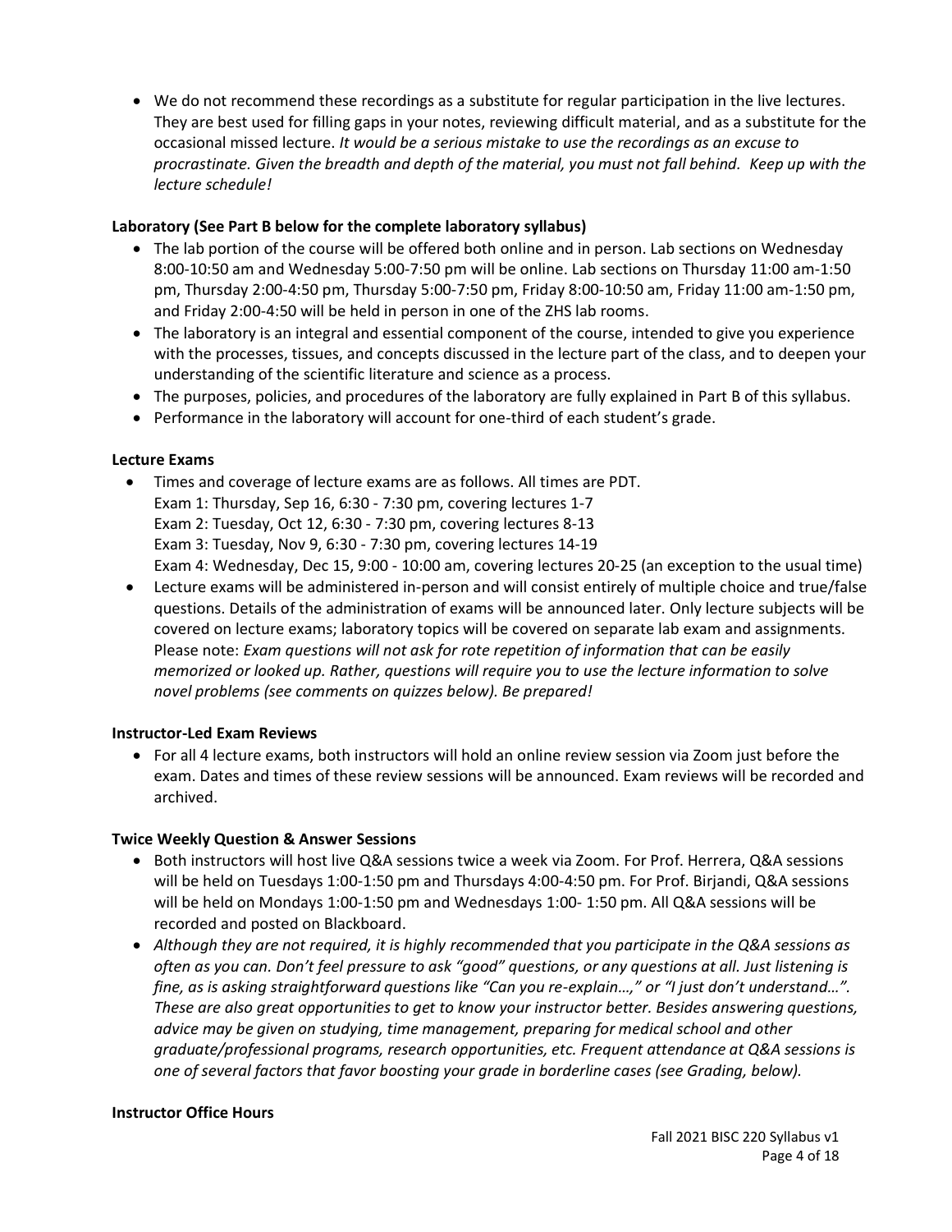- We do not recommend these recordings as a substitute for regular participation in the live lectures. They are best used for filling gaps in your notes, reviewing difficult material, and as a substitute for the occasional missed lecture. *It would be a serious mistake to use the recordings as an excuse to procrastinate. Given the breadth and depth of the material, you must not fall behind. Keep up with the lecture schedule!*

**Laboratory (See Part B below for the complete laboratory syllabus)**

- The lab portion of the course will be offered both online and in person. Lab sections on Wednesday 8:00-10:50 am and Wednesday 5:00-7:50 pm will be online. Lab sections on Thursday 11:00 am-1:50 pm, Thursday 2:00-4:50 pm, Thursday 5:00-7:50 pm, Friday 8:00-10:50 am, Friday 11:00 am-1:50 pm, and Friday 2:00-4:50 will be held in person in one of the ZHS lab rooms.
- The laboratory is an integral and essential component of the course, intended to give you experience with the processes, tissues, and concepts discussed in the lecture part of the class, and to deepen your understanding of the scientific literature and science as a process.
- The purposes, policies, and procedures of the laboratory are fully explained in Part B of this syllabus.
- Performance in the laboratory will account for one-third of each student's grade.

**Lecture Exams**

- Times and coverage of lecture exams are as follows. All times are PDT.
  Exam 1: Thursday, Sep 16, 6:30 - 7:30 pm, covering lectures 1-7
  Exam 2: Tuesday, Oct 12, 6:30 - 7:30 pm, covering lectures 8-13
  Exam 3: Tuesday, Nov 9, 6:30 - 7:30 pm, covering lectures 14-19
  Exam 4: Wednesday, Dec 15, 9:00 - 10:00 am, covering lectures 20-25 (an exception to the usual time)
- Lecture exams will be administered in-person and will consist entirely of multiple choice and true/false questions. Details of the administration of exams will be announced later. Only lecture subjects will be covered on lecture exams; laboratory topics will be covered on separate lab exam and assignments. Please note: *Exam questions will not ask for rote repetition of information that can be easily memorized or looked up. Rather, questions will require you to use the lecture information to solve novel problems (see comments on quizzes below). Be prepared!*

**Instructor-Led Exam Reviews**

- For all 4 lecture exams, both instructors will hold an online review session via Zoom just before the exam. Dates and times of these review sessions will be announced. Exam reviews will be recorded and archived.

**Twice Weekly Question & Answer Sessions**

- Both instructors will host live Q&A sessions twice a week via Zoom. For Prof. Herrera, Q&A sessions will be held on Tuesdays 1:00-1:50 pm and Thursdays 4:00-4:50 pm. For Prof. Birjandi, Q&A sessions will be held on Mondays 1:00-1:50 pm and Wednesdays 1:00- 1:50 pm. All Q&A sessions will be recorded and posted on Blackboard.
- *Although they are not required, it is highly recommended that you participate in the Q&A sessions as often as you can. Don't feel pressure to ask "good" questions, or any questions at all. Just listening is fine, as is asking straightforward questions like "Can you re-explain…," or "I just don't understand…". These are also great opportunities to get to know your instructor better. Besides answering questions, advice may be given on studying, time management, preparing for medical school and other graduate/professional programs, research opportunities, etc. Frequent attendance at Q&A sessions is one of several factors that favor boosting your grade in borderline cases (see Grading, below).*

**Instructor Office Hours**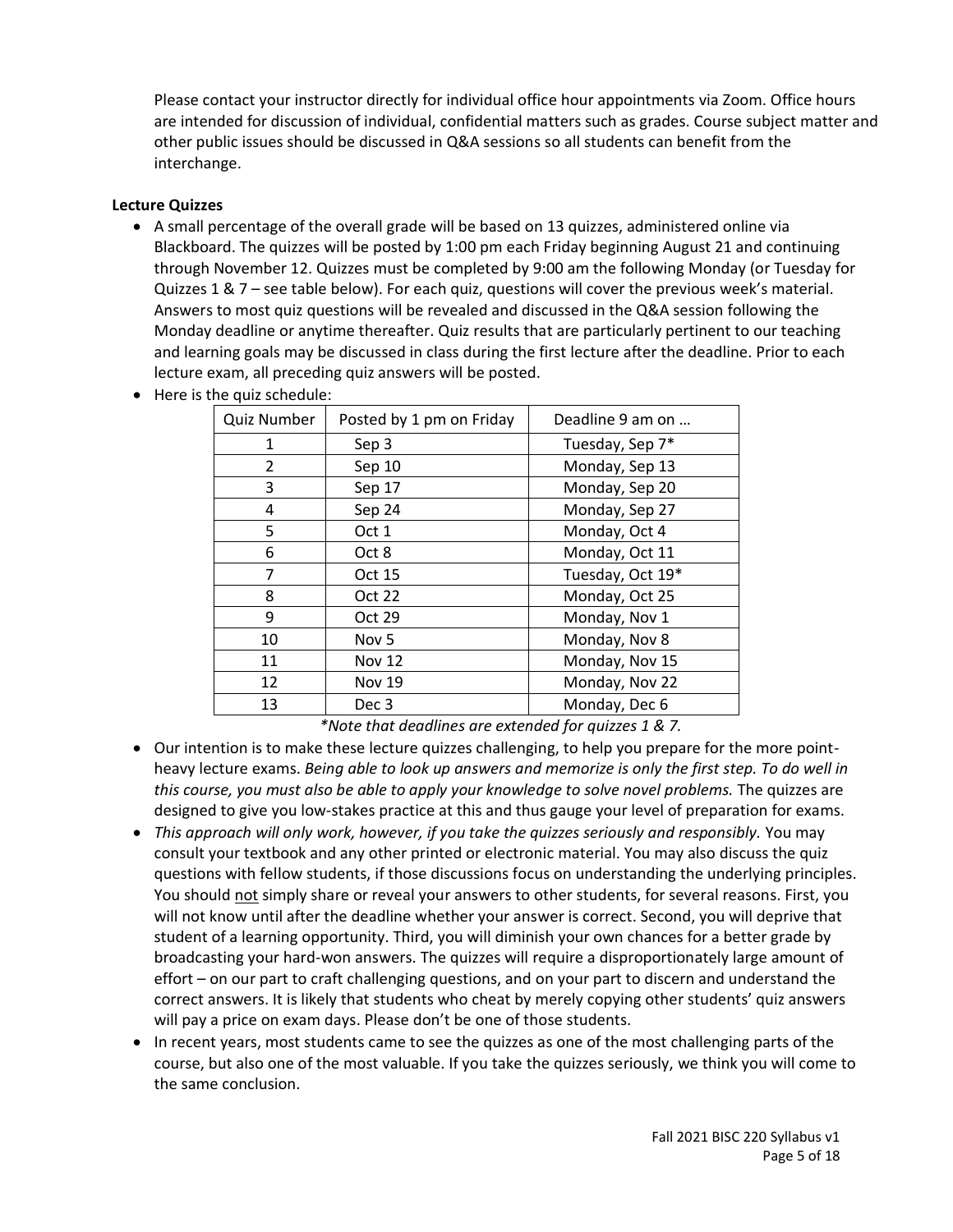Please contact your instructor directly for individual office hour appointments via Zoom. Office hours are intended for discussion of individual, confidential matters such as grades. Course subject matter and other public issues should be discussed in Q&A sessions so all students can benefit from the interchange.

**Lecture Quizzes**

- A small percentage of the overall grade will be based on 13 quizzes, administered online via Blackboard. The quizzes will be posted by 1:00 pm each Friday beginning August 21 and continuing through November 12. Quizzes must be completed by 9:00 am the following Monday (or Tuesday for Quizzes 1 & 7 – see table below). For each quiz, questions will cover the previous week's material. Answers to most quiz questions will be revealed and discussed in the Q&A session following the Monday deadline or anytime thereafter. Quiz results that are particularly pertinent to our teaching and learning goals may be discussed in class during the first lecture after the deadline. Prior to each lecture exam, all preceding quiz answers will be posted.
- Here is the quiz schedule:

| Quiz Number | Posted by 1 pm on Friday | Deadline 9 am on … |
|---|---|---|
| 1 | Sep 3 | Tuesday, Sep 7* |
| 2 | Sep 10 | Monday, Sep 13 |
| 3 | Sep 17 | Monday, Sep 20 |
| 4 | Sep 24 | Monday, Sep 27 |
| 5 | Oct 1 | Monday, Oct 4 |
| 6 | Oct 8 | Monday, Oct 11 |
| 7 | Oct 15 | Tuesday, Oct 19* |
| 8 | Oct 22 | Monday, Oct 25 |
| 9 | Oct 29 | Monday, Nov 1 |
| 10 | Nov 5 | Monday, Nov 8 |
| 11 | Nov 12 | Monday, Nov 15 |
| 12 | Nov 19 | Monday, Nov 22 |
| 13 | Dec 3 | Monday, Dec 6 |

*\*Note that deadlines are extended for quizzes 1 & 7.*

- Our intention is to make these lecture quizzes challenging, to help you prepare for the more point-heavy lecture exams. *Being able to look up answers and memorize is only the first step. To do well in this course, you must also be able to apply your knowledge to solve novel problems.* The quizzes are designed to give you low-stakes practice at this and thus gauge your level of preparation for exams.
- *This approach will only work, however, if you take the quizzes seriously and responsibly.* You may consult your textbook and any other printed or electronic material. You may also discuss the quiz questions with fellow students, if those discussions focus on understanding the underlying principles. You should <u>not</u> simply share or reveal your answers to other students, for several reasons. First, you will not know until after the deadline whether your answer is correct. Second, you will deprive that student of a learning opportunity. Third, you will diminish your own chances for a better grade by broadcasting your hard-won answers. The quizzes will require a disproportionately large amount of effort – on our part to craft challenging questions, and on your part to discern and understand the correct answers. It is likely that students who cheat by merely copying other students' quiz answers will pay a price on exam days. Please don't be one of those students.
- In recent years, most students came to see the quizzes as one of the most challenging parts of the course, but also one of the most valuable. If you take the quizzes seriously, we think you will come to the same conclusion.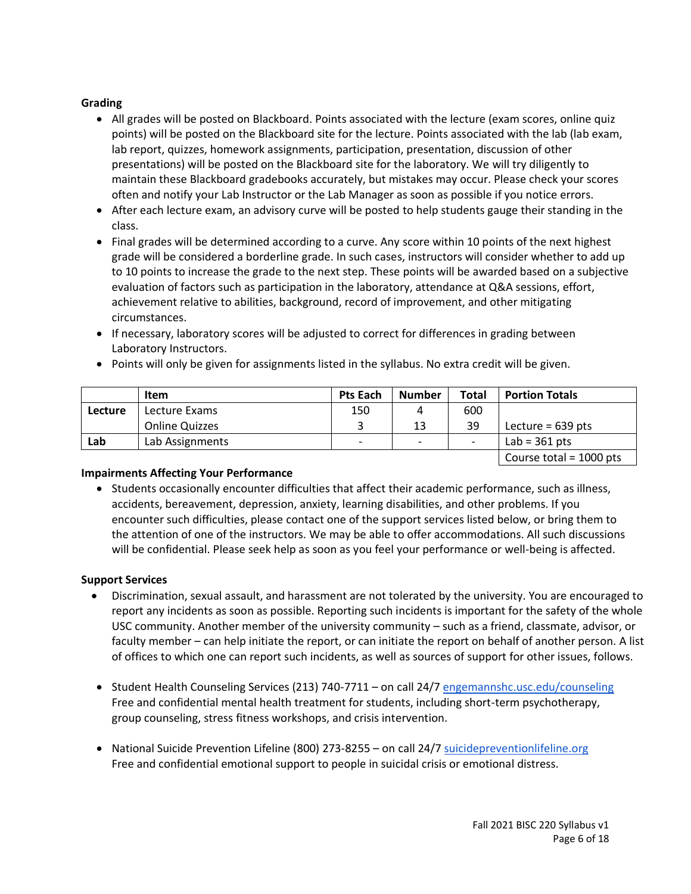**Grading**

- All grades will be posted on Blackboard. Points associated with the lecture (exam scores, online quiz points) will be posted on the Blackboard site for the lecture. Points associated with the lab (lab exam, lab report, quizzes, homework assignments, participation, presentation, discussion of other presentations) will be posted on the Blackboard site for the laboratory. We will try diligently to maintain these Blackboard gradebooks accurately, but mistakes may occur. Please check your scores often and notify your Lab Instructor or the Lab Manager as soon as possible if you notice errors.
- After each lecture exam, an advisory curve will be posted to help students gauge their standing in the class.
- Final grades will be determined according to a curve. Any score within 10 points of the next highest grade will be considered a borderline grade. In such cases, instructors will consider whether to add up to 10 points to increase the grade to the next step. These points will be awarded based on a subjective evaluation of factors such as participation in the laboratory, attendance at Q&A sessions, effort, achievement relative to abilities, background, record of improvement, and other mitigating circumstances.
- If necessary, laboratory scores will be adjusted to correct for differences in grading between Laboratory Instructors.
- Points will only be given for assignments listed in the syllabus. No extra credit will be given.

| | Item | Pts Each | Number | Total | Portion Totals |
|---|---|---|---|---|---|
| **Lecture** | Lecture Exams | 150 | 4 | 600 | |
| | Online Quizzes | 3 | 13 | 39 | Lecture = 639 pts |
| **Lab** | Lab Assignments | - | - | - | Lab = 361 pts |
| | | | | | Course total = 1000 pts |

**Impairments Affecting Your Performance**

- Students occasionally encounter difficulties that affect their academic performance, such as illness, accidents, bereavement, depression, anxiety, learning disabilities, and other problems. If you encounter such difficulties, please contact one of the support services listed below, or bring them to the attention of one of the instructors. We may be able to offer accommodations. All such discussions will be confidential. Please seek help as soon as you feel your performance or well-being is affected.

**Support Services**

- Discrimination, sexual assault, and harassment are not tolerated by the university. You are encouraged to report any incidents as soon as possible. Reporting such incidents is important for the safety of the whole USC community. Another member of the university community – such as a friend, classmate, advisor, or faculty member – can help initiate the report, or can initiate the report on behalf of another person. A list of offices to which one can report such incidents, as well as sources of support for other issues, follows.

- Student Health Counseling Services (213) 740-7711 – on call 24/7 engemannshc.usc.edu/counseling
  Free and confidential mental health treatment for students, including short-term psychotherapy, group counseling, stress fitness workshops, and crisis intervention.

- National Suicide Prevention Lifeline (800) 273-8255 – on call 24/7 suicidepreventionlifeline.org
  Free and confidential emotional support to people in suicidal crisis or emotional distress.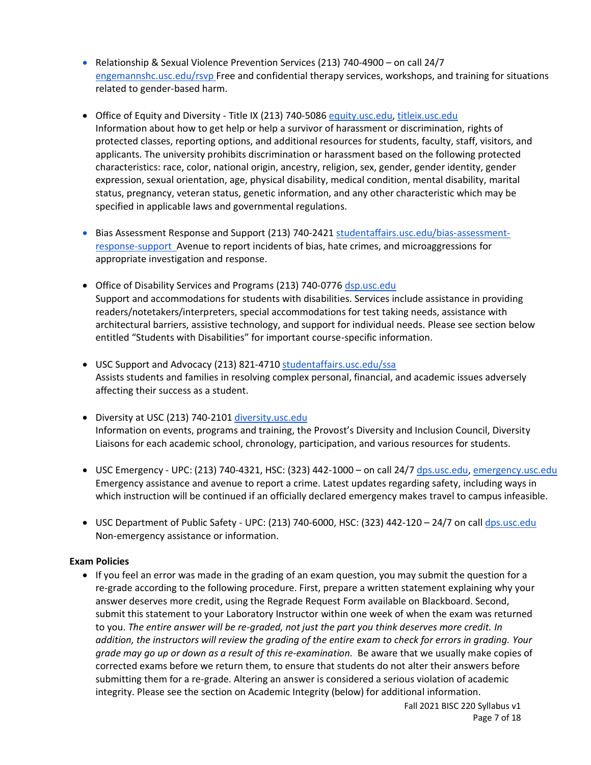- Relationship & Sexual Violence Prevention Services (213) 740-4900 – on call 24/7 [engemannshc.usc.edu/rsvp](engemannshc.usc.edu/rsvp) Free and confidential therapy services, workshops, and training for situations related to gender-based harm.

- Office of Equity and Diversity - Title IX (213) 740-5086 [equity.usc.edu](equity.usc.edu), [titleix.usc.edu](titleix.usc.edu)
  Information about how to get help or help a survivor of harassment or discrimination, rights of protected classes, reporting options, and additional resources for students, faculty, staff, visitors, and applicants. The university prohibits discrimination or harassment based on the following protected characteristics: race, color, national origin, ancestry, religion, sex, gender, gender identity, gender expression, sexual orientation, age, physical disability, medical condition, mental disability, marital status, pregnancy, veteran status, genetic information, and any other characteristic which may be specified in applicable laws and governmental regulations.

- Bias Assessment Response and Support (213) 740-2421 [studentaffairs.usc.edu/bias-assessment-response-support](studentaffairs.usc.edu/bias-assessment-response-support) Avenue to report incidents of bias, hate crimes, and microaggressions for appropriate investigation and response.

- Office of Disability Services and Programs (213) 740-0776 [dsp.usc.edu](dsp.usc.edu)
  Support and accommodations for students with disabilities. Services include assistance in providing readers/notetakers/interpreters, special accommodations for test taking needs, assistance with architectural barriers, assistive technology, and support for individual needs. Please see section below entitled "Students with Disabilities" for important course-specific information.

- USC Support and Advocacy (213) 821-4710 [studentaffairs.usc.edu/ssa](studentaffairs.usc.edu/ssa)
  Assists students and families in resolving complex personal, financial, and academic issues adversely affecting their success as a student.

- Diversity at USC (213) 740-2101 [diversity.usc.edu](diversity.usc.edu)
  Information on events, programs and training, the Provost's Diversity and Inclusion Council, Diversity Liaisons for each academic school, chronology, participation, and various resources for students.

- USC Emergency - UPC: (213) 740-4321, HSC: (323) 442-1000 – on call 24/7 [dps.usc.edu](dps.usc.edu), [emergency.usc.edu](emergency.usc.edu)
  Emergency assistance and avenue to report a crime. Latest updates regarding safety, including ways in which instruction will be continued if an officially declared emergency makes travel to campus infeasible.

- USC Department of Public Safety - UPC: (213) 740-6000, HSC: (323) 442-120 – 24/7 on call [dps.usc.edu](dps.usc.edu)
  Non-emergency assistance or information.

**Exam Policies**

- If you feel an error was made in the grading of an exam question, you may submit the question for a re-grade according to the following procedure. First, prepare a written statement explaining why your answer deserves more credit, using the Regrade Request Form available on Blackboard. Second, submit this statement to your Laboratory Instructor within one week of when the exam was returned to you. *The entire answer will be re-graded, not just the part you think deserves more credit. In addition, the instructors will review the grading of the entire exam to check for errors in grading. Your grade may go up or down as a result of this re-examination.* Be aware that we usually make copies of corrected exams before we return them, to ensure that students do not alter their answers before submitting them for a re-grade. Altering an answer is considered a serious violation of academic integrity. Please see the section on Academic Integrity (below) for additional information.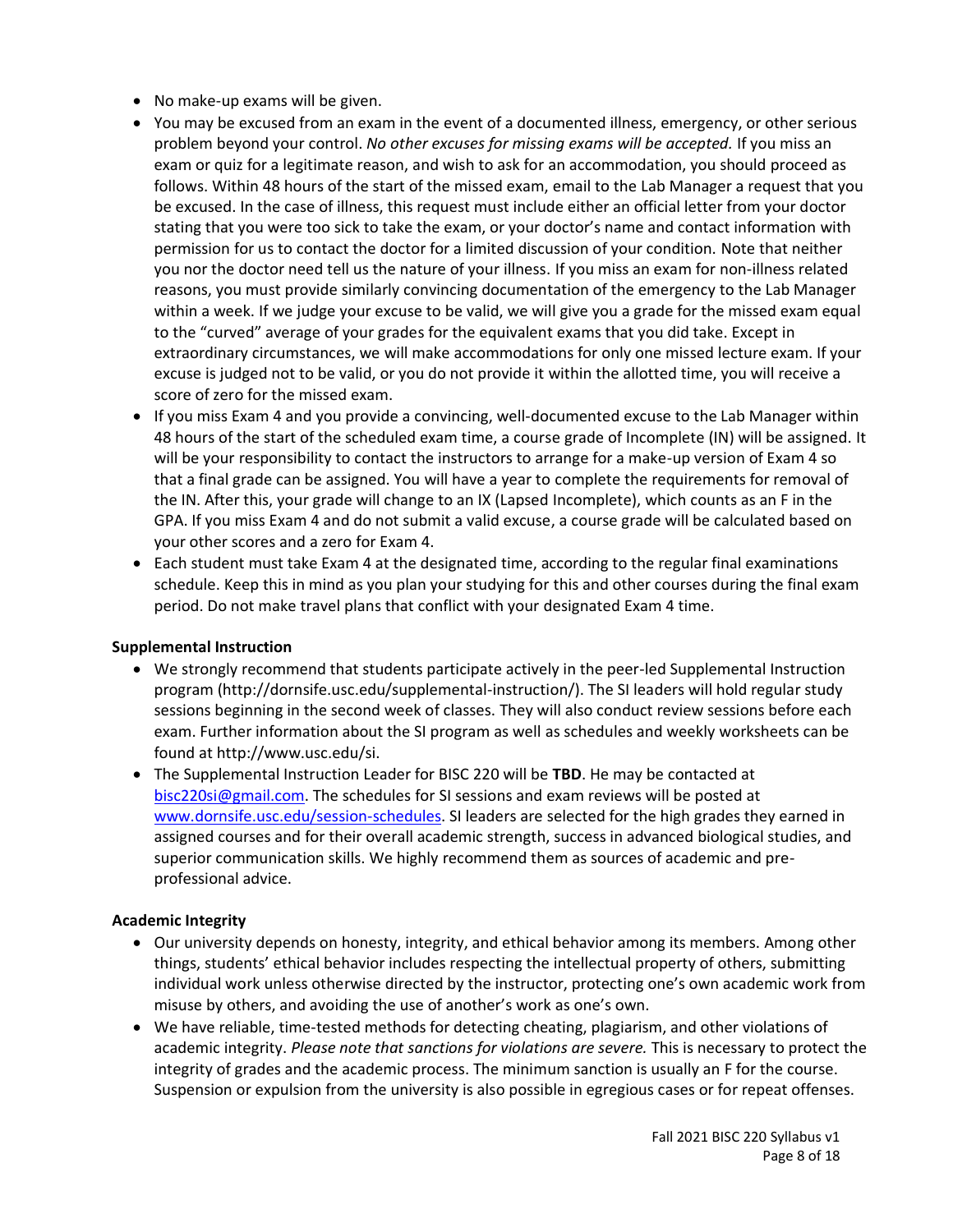- No make-up exams will be given.
- You may be excused from an exam in the event of a documented illness, emergency, or other serious problem beyond your control. *No other excuses for missing exams will be accepted.* If you miss an exam or quiz for a legitimate reason, and wish to ask for an accommodation, you should proceed as follows. Within 48 hours of the start of the missed exam, email to the Lab Manager a request that you be excused. In the case of illness, this request must include either an official letter from your doctor stating that you were too sick to take the exam, or your doctor's name and contact information with permission for us to contact the doctor for a limited discussion of your condition. Note that neither you nor the doctor need tell us the nature of your illness. If you miss an exam for non-illness related reasons, you must provide similarly convincing documentation of the emergency to the Lab Manager within a week. If we judge your excuse to be valid, we will give you a grade for the missed exam equal to the "curved" average of your grades for the equivalent exams that you did take. Except in extraordinary circumstances, we will make accommodations for only one missed lecture exam. If your excuse is judged not to be valid, or you do not provide it within the allotted time, you will receive a score of zero for the missed exam.
- If you miss Exam 4 and you provide a convincing, well-documented excuse to the Lab Manager within 48 hours of the start of the scheduled exam time, a course grade of Incomplete (IN) will be assigned. It will be your responsibility to contact the instructors to arrange for a make-up version of Exam 4 so that a final grade can be assigned. You will have a year to complete the requirements for removal of the IN. After this, your grade will change to an IX (Lapsed Incomplete), which counts as an F in the GPA. If you miss Exam 4 and do not submit a valid excuse, a course grade will be calculated based on your other scores and a zero for Exam 4.
- Each student must take Exam 4 at the designated time, according to the regular final examinations schedule. Keep this in mind as you plan your studying for this and other courses during the final exam period. Do not make travel plans that conflict with your designated Exam 4 time.

**Supplemental Instruction**

- We strongly recommend that students participate actively in the peer-led Supplemental Instruction program (http://dornsife.usc.edu/supplemental-instruction/). The SI leaders will hold regular study sessions beginning in the second week of classes. They will also conduct review sessions before each exam. Further information about the SI program as well as schedules and weekly worksheets can be found at http://www.usc.edu/si.
- The Supplemental Instruction Leader for BISC 220 will be **TBD**. He may be contacted at bisc220si@gmail.com. The schedules for SI sessions and exam reviews will be posted at www.dornsife.usc.edu/session-schedules. SI leaders are selected for the high grades they earned in assigned courses and for their overall academic strength, success in advanced biological studies, and superior communication skills. We highly recommend them as sources of academic and pre-professional advice.

**Academic Integrity**

- Our university depends on honesty, integrity, and ethical behavior among its members. Among other things, students' ethical behavior includes respecting the intellectual property of others, submitting individual work unless otherwise directed by the instructor, protecting one's own academic work from misuse by others, and avoiding the use of another's work as one's own.
- We have reliable, time-tested methods for detecting cheating, plagiarism, and other violations of academic integrity. *Please note that sanctions for violations are severe.* This is necessary to protect the integrity of grades and the academic process. The minimum sanction is usually an F for the course. Suspension or expulsion from the university is also possible in egregious cases or for repeat offenses.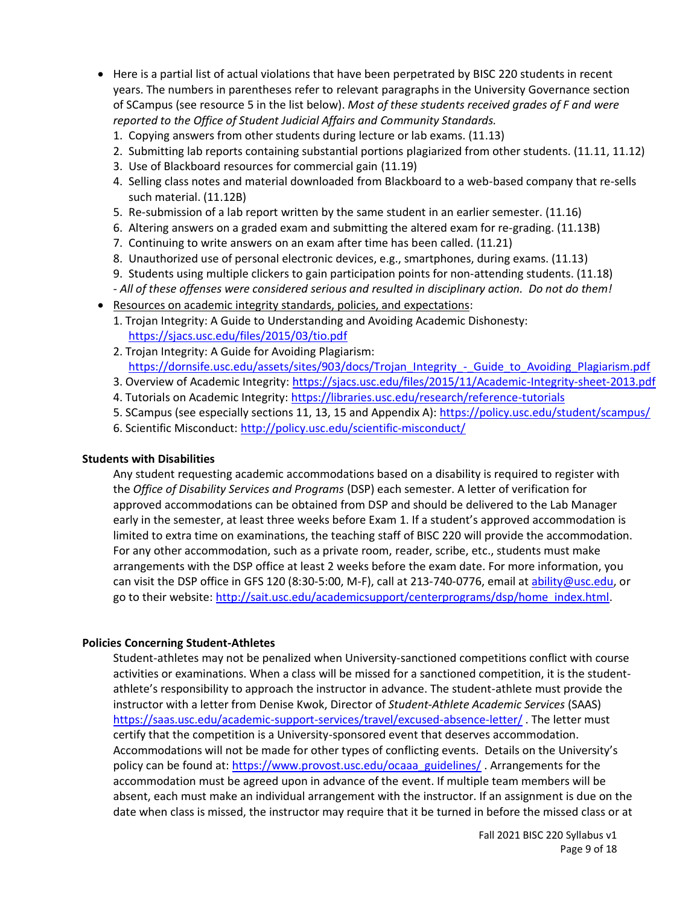- Here is a partial list of actual violations that have been perpetrated by BISC 220 students in recent years. The numbers in parentheses refer to relevant paragraphs in the University Governance section of SCampus (see resource 5 in the list below). *Most of these students received grades of F and were reported to the Office of Student Judicial Affairs and Community Standards.*
  1. Copying answers from other students during lecture or lab exams. (11.13)
  2. Submitting lab reports containing substantial portions plagiarized from other students. (11.11, 11.12)
  3. Use of Blackboard resources for commercial gain (11.19)
  4. Selling class notes and material downloaded from Blackboard to a web-based company that re-sells such material. (11.12B)
  5. Re-submission of a lab report written by the same student in an earlier semester. (11.16)
  6. Altering answers on a graded exam and submitting the altered exam for re-grading. (11.13B)
  7. Continuing to write answers on an exam after time has been called. (11.21)
  8. Unauthorized use of personal electronic devices, e.g., smartphones, during exams. (11.13)
  9. Students using multiple clickers to gain participation points for non-attending students. (11.18)

  - *All of these offenses were considered serious and resulted in disciplinary action. Do not do them!*
- Resources on academic integrity standards, policies, and expectations:
  1. Trojan Integrity: A Guide to Understanding and Avoiding Academic Dishonesty: https://sjacs.usc.edu/files/2015/03/tio.pdf
  2. Trojan Integrity: A Guide for Avoiding Plagiarism: https://dornsife.usc.edu/assets/sites/903/docs/Trojan_Integrity_-_Guide_to_Avoiding_Plagiarism.pdf
  3. Overview of Academic Integrity: https://sjacs.usc.edu/files/2015/11/Academic-Integrity-sheet-2013.pdf
  4. Tutorials on Academic Integrity: https://libraries.usc.edu/research/reference-tutorials
  5. SCampus (see especially sections 11, 13, 15 and Appendix A): https://policy.usc.edu/student/scampus/
  6. Scientific Misconduct: http://policy.usc.edu/scientific-misconduct/

**Students with Disabilities**

Any student requesting academic accommodations based on a disability is required to register with the *Office of Disability Services and Programs* (DSP) each semester. A letter of verification for approved accommodations can be obtained from DSP and should be delivered to the Lab Manager early in the semester, at least three weeks before Exam 1. If a student's approved accommodation is limited to extra time on examinations, the teaching staff of BISC 220 will provide the accommodation. For any other accommodation, such as a private room, reader, scribe, etc., students must make arrangements with the DSP office at least 2 weeks before the exam date. For more information, you can visit the DSP office in GFS 120 (8:30-5:00, M-F), call at 213-740-0776, email at ability@usc.edu, or go to their website: http://sait.usc.edu/academicsupport/centerprograms/dsp/home_index.html.

**Policies Concerning Student-Athletes**

Student-athletes may not be penalized when University-sanctioned competitions conflict with course activities or examinations. When a class will be missed for a sanctioned competition, it is the student-athlete's responsibility to approach the instructor in advance. The student-athlete must provide the instructor with a letter from Denise Kwok, Director of *Student-Athlete Academic Services* (SAAS) https://saas.usc.edu/academic-support-services/travel/excused-absence-letter/ . The letter must certify that the competition is a University-sponsored event that deserves accommodation. Accommodations will not be made for other types of conflicting events. Details on the University's policy can be found at: https://www.provost.usc.edu/ocaaa_guidelines/ . Arrangements for the accommodation must be agreed upon in advance of the event. If multiple team members will be absent, each must make an individual arrangement with the instructor. If an assignment is due on the date when class is missed, the instructor may require that it be turned in before the missed class or at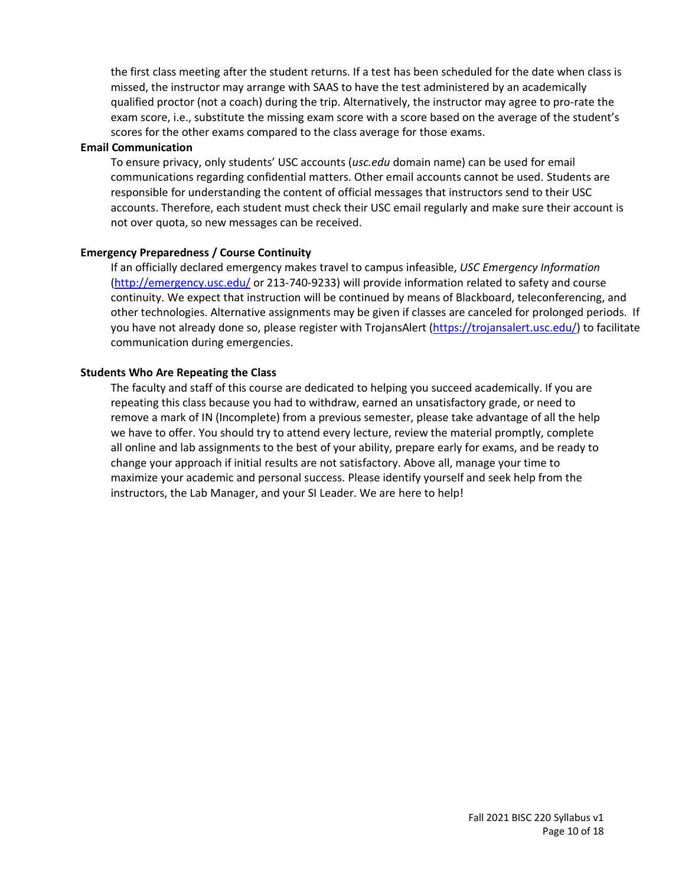the first class meeting after the student returns. If a test has been scheduled for the date when class is missed, the instructor may arrange with SAAS to have the test administered by an academically qualified proctor (not a coach) during the trip. Alternatively, the instructor may agree to pro-rate the exam score, i.e., substitute the missing exam score with a score based on the average of the student's scores for the other exams compared to the class average for those exams.

**Email Communication**

To ensure privacy, only students' USC accounts (*usc.edu* domain name) can be used for email communications regarding confidential matters. Other email accounts cannot be used. Students are responsible for understanding the content of official messages that instructors send to their USC accounts. Therefore, each student must check their USC email regularly and make sure their account is not over quota, so new messages can be received.

**Emergency Preparedness / Course Continuity**

If an officially declared emergency makes travel to campus infeasible, *USC Emergency Information* (http://emergency.usc.edu/ or 213-740-9233) will provide information related to safety and course continuity. We expect that instruction will be continued by means of Blackboard, teleconferencing, and other technologies. Alternative assignments may be given if classes are canceled for prolonged periods. If you have not already done so, please register with TrojansAlert (https://trojansalert.usc.edu/) to facilitate communication during emergencies.

**Students Who Are Repeating the Class**

The faculty and staff of this course are dedicated to helping you succeed academically. If you are repeating this class because you had to withdraw, earned an unsatisfactory grade, or need to remove a mark of IN (Incomplete) from a previous semester, please take advantage of all the help we have to offer. You should try to attend every lecture, review the material promptly, complete all online and lab assignments to the best of your ability, prepare early for exams, and be ready to change your approach if initial results are not satisfactory. Above all, manage your time to maximize your academic and personal success. Please identify yourself and seek help from the instructors, the Lab Manager, and your SI Leader. We are here to help!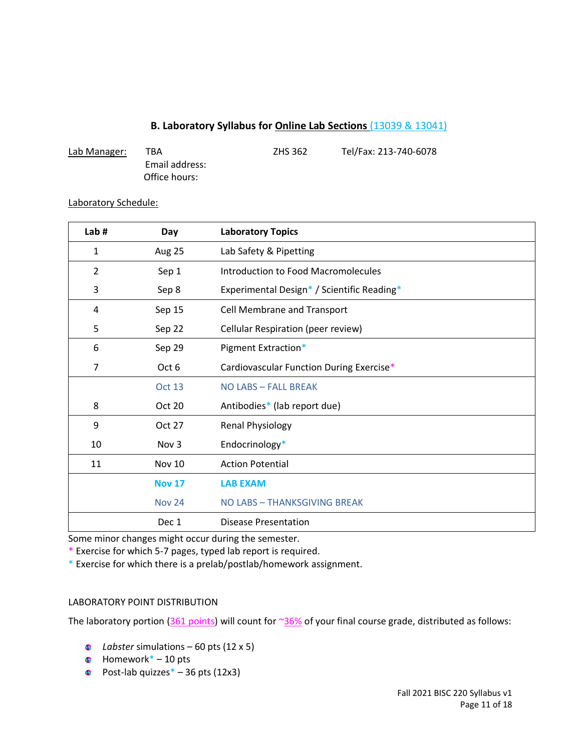## B. Laboratory Syllabus for Online Lab Sections (13039 & 13041)

Lab Manager: TBA ZHS 362 Tel/Fax: 213-740-6078
Email address:
Office hours:

Laboratory Schedule:

| Lab # | Day | Laboratory Topics |
|---|---|---|
| 1 | Aug 25 | Lab Safety & Pipetting |
| 2 | Sep 1 | Introduction to Food Macromolecules |
| 3 | Sep 8 | Experimental Design* / Scientific Reading* |
| 4 | Sep 15 | Cell Membrane and Transport |
| 5 | Sep 22 | Cellular Respiration (peer review) |
| 6 | Sep 29 | Pigment Extraction* |
| 7 | Oct 6 | Cardiovascular Function During Exercise* |
| | Oct 13 | NO LABS – FALL BREAK |
| 8 | Oct 20 | Antibodies* (lab report due) |
| 9 | Oct 27 | Renal Physiology |
| 10 | Nov 3 | Endocrinology* |
| 11 | Nov 10 | Action Potential |
| | **Nov 17** | **LAB EXAM** |
| | Nov 24 | NO LABS – THANKSGIVING BREAK |
| | Dec 1 | Disease Presentation |

Some minor changes might occur during the semester.
* Exercise for which 5-7 pages, typed lab report is required.
* Exercise for which there is a prelab/postlab/homework assignment.

LABORATORY POINT DISTRIBUTION

The laboratory portion (361 points) will count for ~36% of your final course grade, distributed as follows:

- *Labster* simulations – 60 pts (12 x 5)
- Homework* – 10 pts
- Post-lab quizzes* – 36 pts (12x3)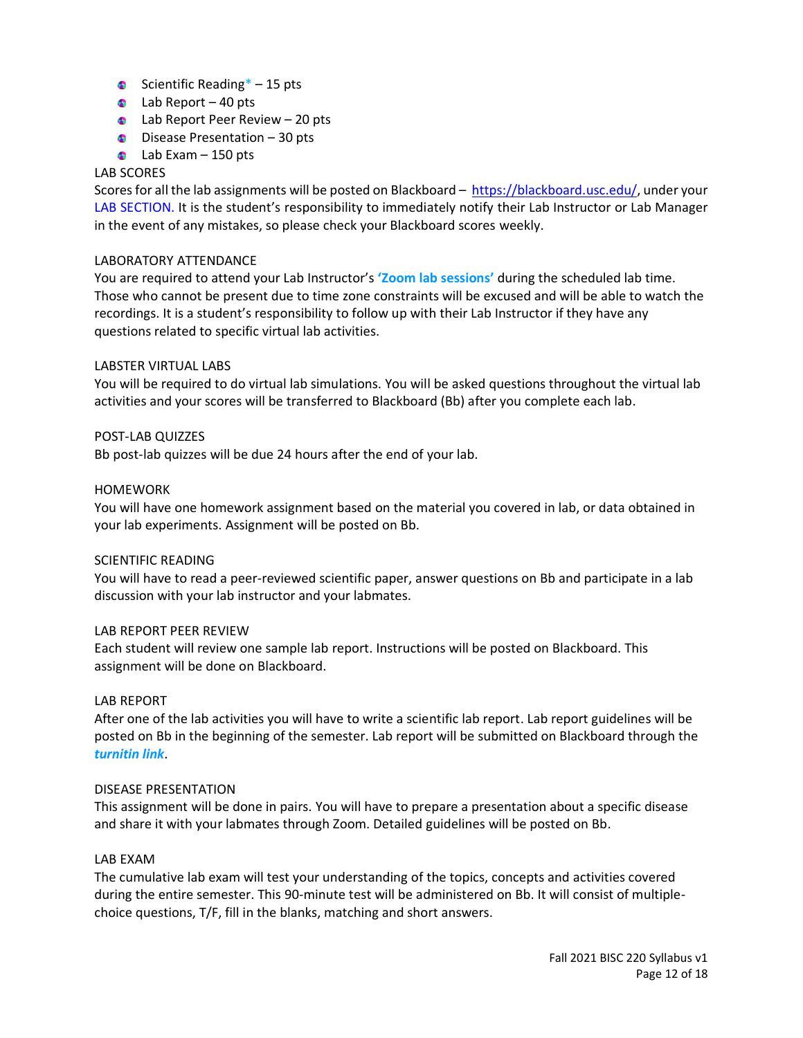- Scientific Reading* – 15 pts
- Lab Report – 40 pts
- Lab Report Peer Review – 20 pts
- Disease Presentation – 30 pts
- Lab Exam – 150 pts

LAB SCORES

Scores for all the lab assignments will be posted on Blackboard – https://blackboard.usc.edu/, under your LAB SECTION. It is the student's responsibility to immediately notify their Lab Instructor or Lab Manager in the event of any mistakes, so please check your Blackboard scores weekly.

LABORATORY ATTENDANCE

You are required to attend your Lab Instructor's **'Zoom lab sessions'** during the scheduled lab time. Those who cannot be present due to time zone constraints will be excused and will be able to watch the recordings. It is a student's responsibility to follow up with their Lab Instructor if they have any questions related to specific virtual lab activities.

LABSTER VIRTUAL LABS

You will be required to do virtual lab simulations. You will be asked questions throughout the virtual lab activities and your scores will be transferred to Blackboard (Bb) after you complete each lab.

POST-LAB QUIZZES

Bb post-lab quizzes will be due 24 hours after the end of your lab.

HOMEWORK

You will have one homework assignment based on the material you covered in lab, or data obtained in your lab experiments. Assignment will be posted on Bb.

SCIENTIFIC READING

You will have to read a peer-reviewed scientific paper, answer questions on Bb and participate in a lab discussion with your lab instructor and your labmates.

LAB REPORT PEER REVIEW

Each student will review one sample lab report. Instructions will be posted on Blackboard. This assignment will be done on Blackboard.

LAB REPORT

After one of the lab activities you will have to write a scientific lab report. Lab report guidelines will be posted on Bb in the beginning of the semester. Lab report will be submitted on Blackboard through the ***turnitin link***.

DISEASE PRESENTATION

This assignment will be done in pairs. You will have to prepare a presentation about a specific disease and share it with your labmates through Zoom. Detailed guidelines will be posted on Bb.

LAB EXAM

The cumulative lab exam will test your understanding of the topics, concepts and activities covered during the entire semester. This 90-minute test will be administered on Bb. It will consist of multiple-choice questions, T/F, fill in the blanks, matching and short answers.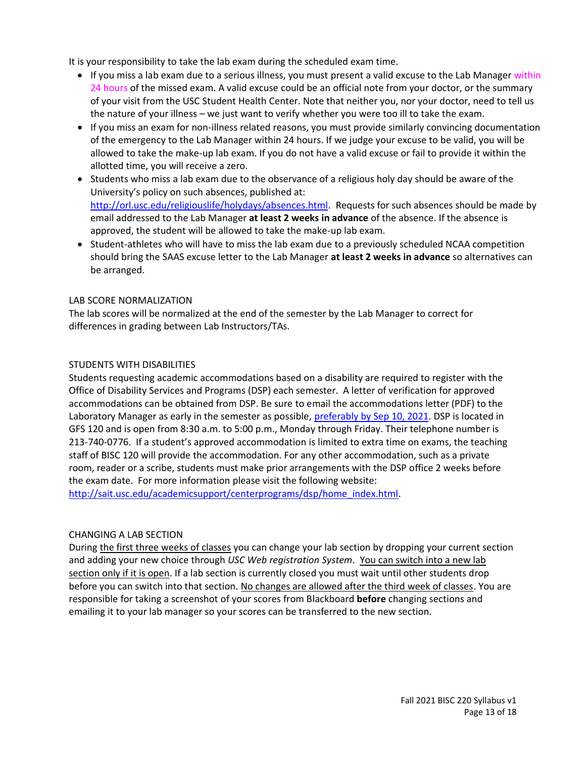It is your responsibility to take the lab exam during the scheduled exam time.

- If you miss a lab exam due to a serious illness, you must present a valid excuse to the Lab Manager within 24 hours of the missed exam. A valid excuse could be an official note from your doctor, or the summary of your visit from the USC Student Health Center. Note that neither you, nor your doctor, need to tell us the nature of your illness – we just want to verify whether you were too ill to take the exam.
- If you miss an exam for non-illness related reasons, you must provide similarly convincing documentation of the emergency to the Lab Manager within 24 hours. If we judge your excuse to be valid, you will be allowed to take the make-up lab exam. If you do not have a valid excuse or fail to provide it within the allotted time, you will receive a zero.
- Students who miss a lab exam due to the observance of a religious holy day should be aware of the University's policy on such absences, published at: http://orl.usc.edu/religiouslife/holydays/absences.html. Requests for such absences should be made by email addressed to the Lab Manager **at least 2 weeks in advance** of the absence. If the absence is approved, the student will be allowed to take the make-up lab exam.
- Student-athletes who will have to miss the lab exam due to a previously scheduled NCAA competition should bring the SAAS excuse letter to the Lab Manager **at least 2 weeks in advance** so alternatives can be arranged.

## LAB SCORE NORMALIZATION

The lab scores will be normalized at the end of the semester by the Lab Manager to correct for differences in grading between Lab Instructors/TAs.

## STUDENTS WITH DISABILITIES

Students requesting academic accommodations based on a disability are required to register with the Office of Disability Services and Programs (DSP) each semester. A letter of verification for approved accommodations can be obtained from DSP. Be sure to email the accommodations letter (PDF) to the Laboratory Manager as early in the semester as possible, preferably by Sep 10, 2021. DSP is located in GFS 120 and is open from 8:30 a.m. to 5:00 p.m., Monday through Friday. Their telephone number is 213-740-0776. If a student's approved accommodation is limited to extra time on exams, the teaching staff of BISC 120 will provide the accommodation. For any other accommodation, such as a private room, reader or a scribe, students must make prior arrangements with the DSP office 2 weeks before the exam date. For more information please visit the following website: http://sait.usc.edu/academicsupport/centerprograms/dsp/home_index.html.

## CHANGING A LAB SECTION

During the first three weeks of classes you can change your lab section by dropping your current section and adding your new choice through *USC Web registration System*. You can switch into a new lab section only if it is open. If a lab section is currently closed you must wait until other students drop before you can switch into that section. No changes are allowed after the third week of classes. You are responsible for taking a screenshot of your scores from Blackboard **before** changing sections and emailing it to your lab manager so your scores can be transferred to the new section.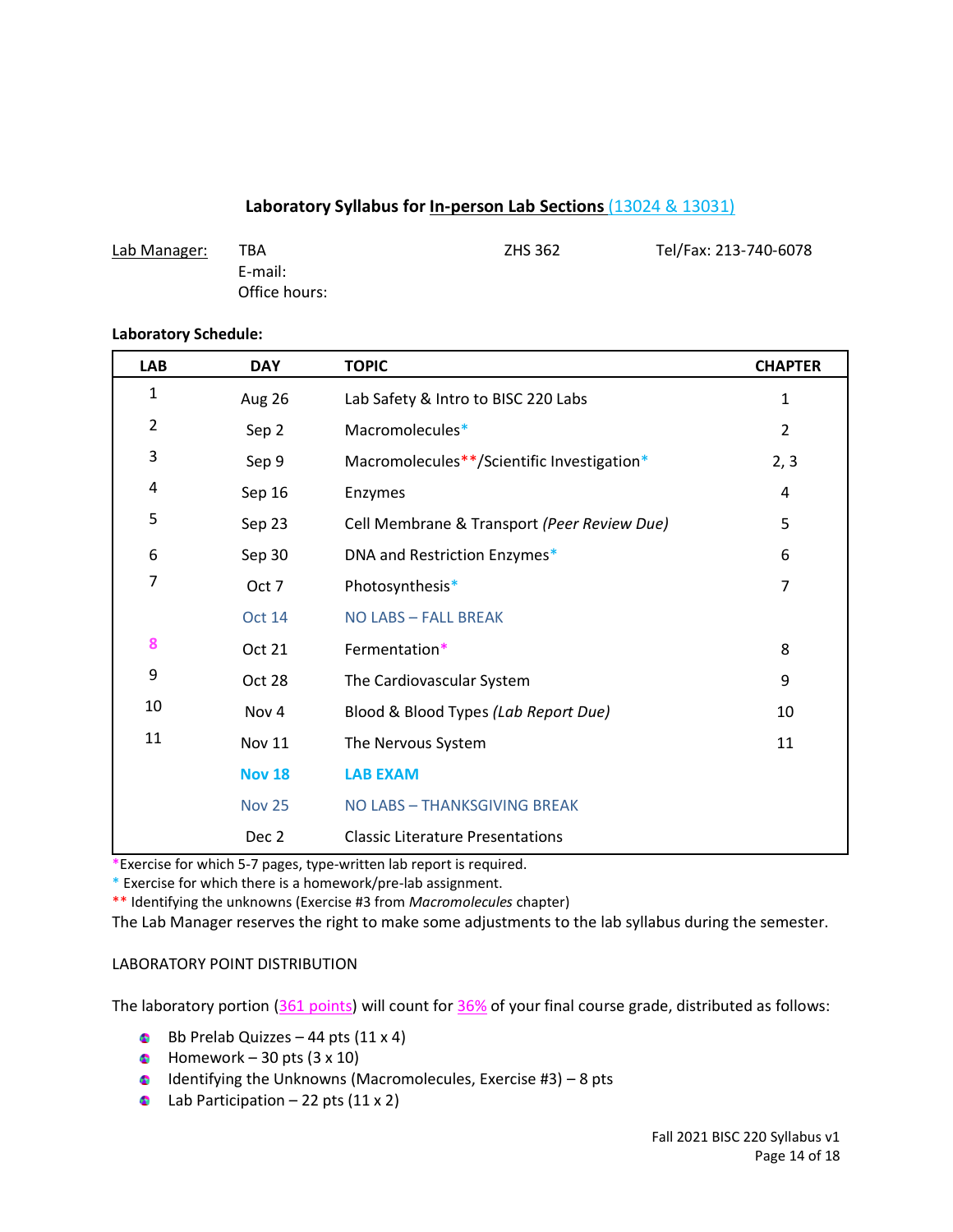## Laboratory Syllabus for In-person Lab Sections (13024 & 13031)

Lab Manager: TBA ZHS 362 Tel/Fax: 213-740-6078
E-mail:
Office hours:

**Laboratory Schedule:**

| LAB | DAY | TOPIC | CHAPTER |
|---|---|---|---|
| 1 | Aug 26 | Lab Safety & Intro to BISC 220 Labs | 1 |
| 2 | Sep 2 | Macromolecules* | 2 |
| 3 | Sep 9 | Macromolecules**/Scientific Investigation* | 2, 3 |
| 4 | Sep 16 | Enzymes | 4 |
| 5 | Sep 23 | Cell Membrane & Transport *(Peer Review Due)* | 5 |
| 6 | Sep 30 | DNA and Restriction Enzymes* | 6 |
| 7 | Oct 7 | Photosynthesis* | 7 |
| | Oct 14 | NO LABS – FALL BREAK | |
| 8 | Oct 21 | Fermentation* | 8 |
| 9 | Oct 28 | The Cardiovascular System | 9 |
| 10 | Nov 4 | Blood & Blood Types *(Lab Report Due)* | 10 |
| 11 | Nov 11 | The Nervous System | 11 |
| | **Nov 18** | **LAB EXAM** | |
| | Nov 25 | NO LABS – THANKSGIVING BREAK | |
| | Dec 2 | Classic Literature Presentations | |

*Exercise for which 5-7 pages, type-written lab report is required.
* Exercise for which there is a homework/pre-lab assignment.
** Identifying the unknowns (Exercise #3 from *Macromolecules* chapter)
The Lab Manager reserves the right to make some adjustments to the lab syllabus during the semester.

LABORATORY POINT DISTRIBUTION

The laboratory portion (361 points) will count for 36% of your final course grade, distributed as follows:

- Bb Prelab Quizzes – 44 pts (11 x 4)
- Homework – 30 pts (3 x 10)
- Identifying the Unknowns (Macromolecules, Exercise #3) – 8 pts
- Lab Participation – 22 pts (11 x 2)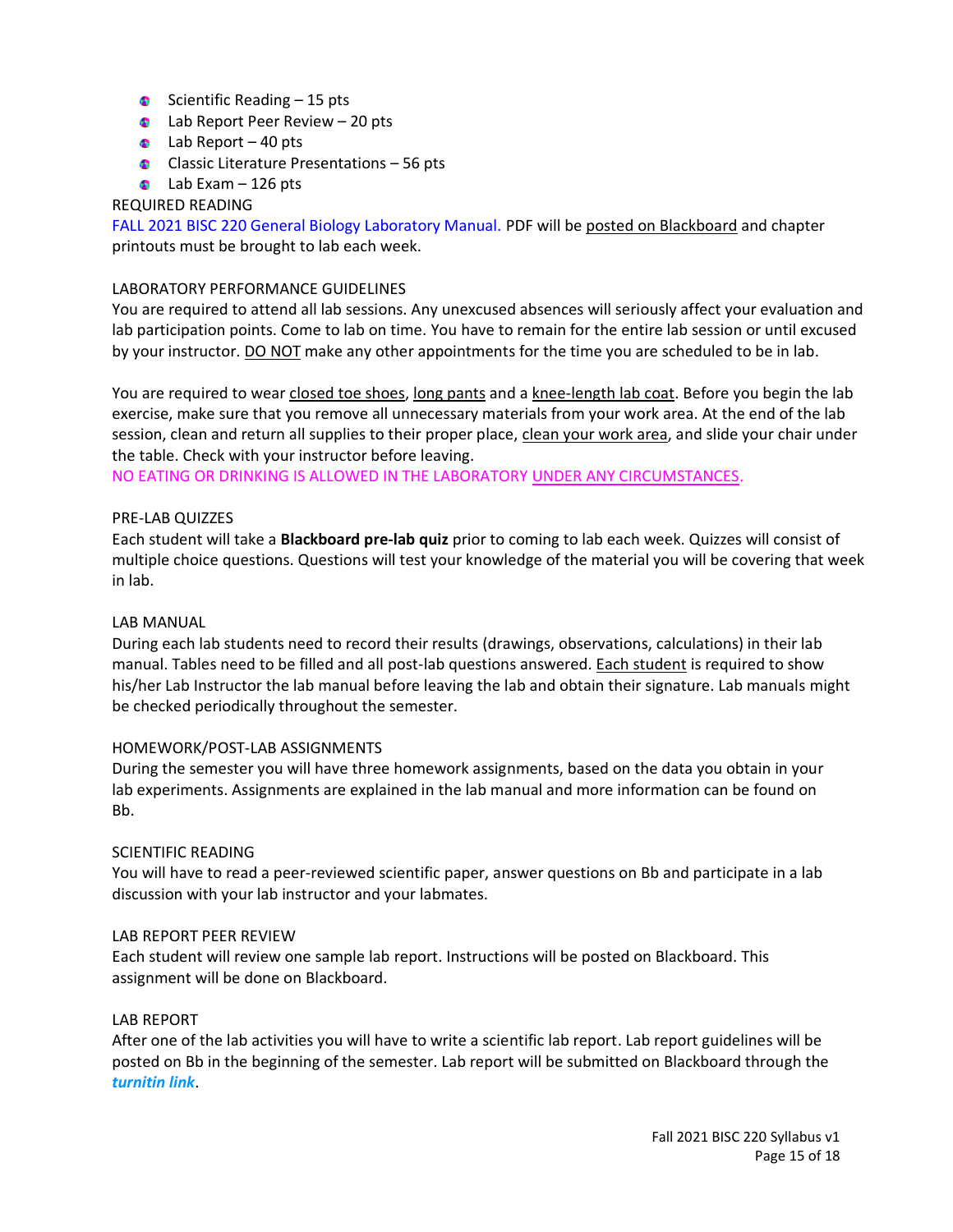- Scientific Reading – 15 pts
- Lab Report Peer Review – 20 pts
- Lab Report – 40 pts
- Classic Literature Presentations – 56 pts
- Lab Exam – 126 pts

REQUIRED READING

FALL 2021 BISC 220 General Biology Laboratory Manual. PDF will be posted on Blackboard and chapter printouts must be brought to lab each week.

LABORATORY PERFORMANCE GUIDELINES

You are required to attend all lab sessions. Any unexcused absences will seriously affect your evaluation and lab participation points. Come to lab on time. You have to remain for the entire lab session or until excused by your instructor. DO NOT make any other appointments for the time you are scheduled to be in lab.

You are required to wear closed toe shoes, long pants and a knee-length lab coat. Before you begin the lab exercise, make sure that you remove all unnecessary materials from your work area. At the end of the lab session, clean and return all supplies to their proper place, clean your work area, and slide your chair under the table. Check with your instructor before leaving.

NO EATING OR DRINKING IS ALLOWED IN THE LABORATORY UNDER ANY CIRCUMSTANCES.

PRE-LAB QUIZZES

Each student will take a **Blackboard pre-lab quiz** prior to coming to lab each week. Quizzes will consist of multiple choice questions. Questions will test your knowledge of the material you will be covering that week in lab.

LAB MANUAL

During each lab students need to record their results (drawings, observations, calculations) in their lab manual. Tables need to be filled and all post-lab questions answered. Each student is required to show his/her Lab Instructor the lab manual before leaving the lab and obtain their signature. Lab manuals might be checked periodically throughout the semester.

HOMEWORK/POST-LAB ASSIGNMENTS

During the semester you will have three homework assignments, based on the data you obtain in your lab experiments. Assignments are explained in the lab manual and more information can be found on Bb.

SCIENTIFIC READING

You will have to read a peer-reviewed scientific paper, answer questions on Bb and participate in a lab discussion with your lab instructor and your labmates.

LAB REPORT PEER REVIEW

Each student will review one sample lab report. Instructions will be posted on Blackboard. This assignment will be done on Blackboard.

LAB REPORT

After one of the lab activities you will have to write a scientific lab report. Lab report guidelines will be posted on Bb in the beginning of the semester. Lab report will be submitted on Blackboard through the ***turnitin link***.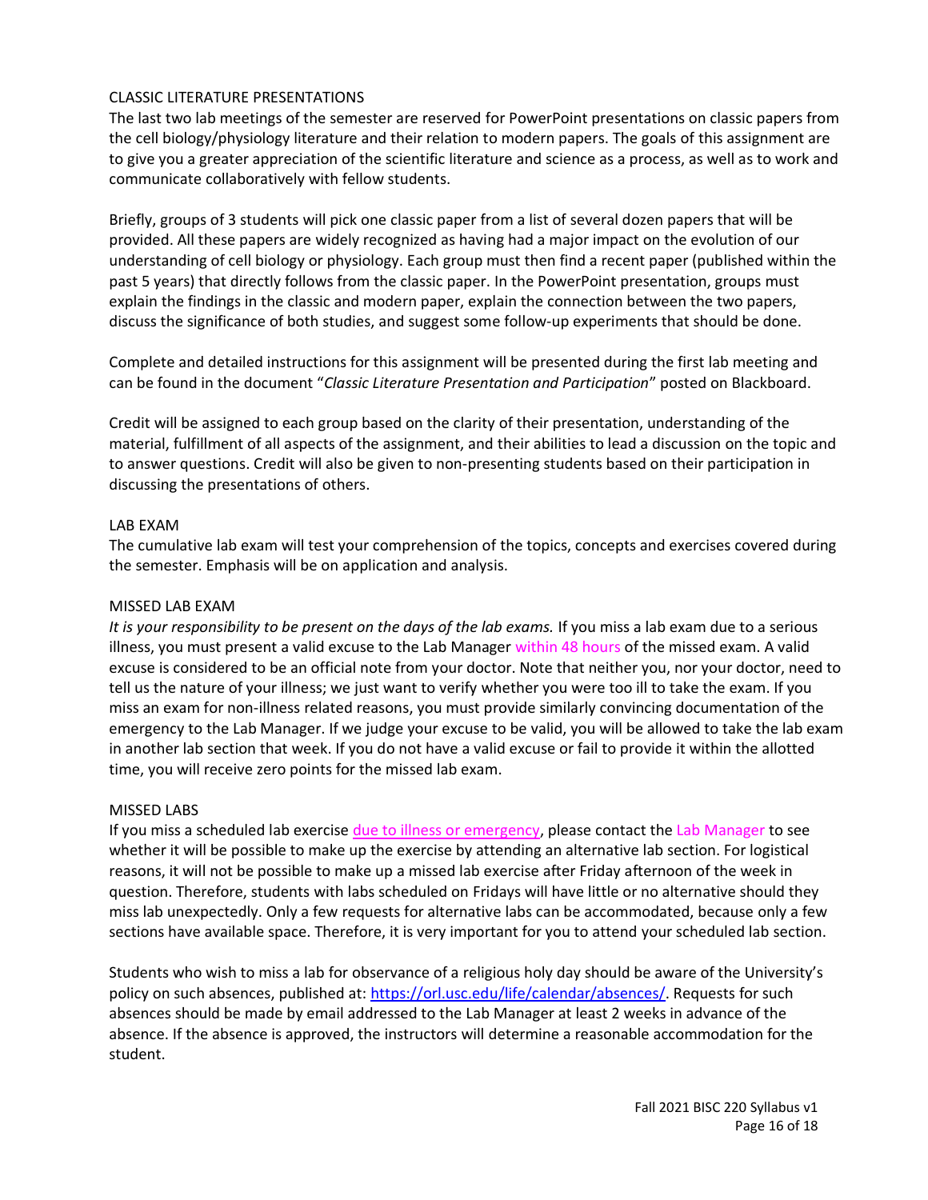## CLASSIC LITERATURE PRESENTATIONS

The last two lab meetings of the semester are reserved for PowerPoint presentations on classic papers from the cell biology/physiology literature and their relation to modern papers. The goals of this assignment are to give you a greater appreciation of the scientific literature and science as a process, as well as to work and communicate collaboratively with fellow students.

Briefly, groups of 3 students will pick one classic paper from a list of several dozen papers that will be provided. All these papers are widely recognized as having had a major impact on the evolution of our understanding of cell biology or physiology. Each group must then find a recent paper (published within the past 5 years) that directly follows from the classic paper. In the PowerPoint presentation, groups must explain the findings in the classic and modern paper, explain the connection between the two papers, discuss the significance of both studies, and suggest some follow-up experiments that should be done.

Complete and detailed instructions for this assignment will be presented during the first lab meeting and can be found in the document "*Classic Literature Presentation and Participation*" posted on Blackboard.

Credit will be assigned to each group based on the clarity of their presentation, understanding of the material, fulfillment of all aspects of the assignment, and their abilities to lead a discussion on the topic and to answer questions. Credit will also be given to non-presenting students based on their participation in discussing the presentations of others.

## LAB EXAM

The cumulative lab exam will test your comprehension of the topics, concepts and exercises covered during the semester. Emphasis will be on application and analysis.

## MISSED LAB EXAM

*It is your responsibility to be present on the days of the lab exams.* If you miss a lab exam due to a serious illness, you must present a valid excuse to the Lab Manager within 48 hours of the missed exam. A valid excuse is considered to be an official note from your doctor. Note that neither you, nor your doctor, need to tell us the nature of your illness; we just want to verify whether you were too ill to take the exam. If you miss an exam for non-illness related reasons, you must provide similarly convincing documentation of the emergency to the Lab Manager. If we judge your excuse to be valid, you will be allowed to take the lab exam in another lab section that week. If you do not have a valid excuse or fail to provide it within the allotted time, you will receive zero points for the missed lab exam.

## MISSED LABS

If you miss a scheduled lab exercise due to illness or emergency, please contact the Lab Manager to see whether it will be possible to make up the exercise by attending an alternative lab section. For logistical reasons, it will not be possible to make up a missed lab exercise after Friday afternoon of the week in question. Therefore, students with labs scheduled on Fridays will have little or no alternative should they miss lab unexpectedly. Only a few requests for alternative labs can be accommodated, because only a few sections have available space. Therefore, it is very important for you to attend your scheduled lab section.

Students who wish to miss a lab for observance of a religious holy day should be aware of the University's policy on such absences, published at: https://orl.usc.edu/life/calendar/absences/. Requests for such absences should be made by email addressed to the Lab Manager at least 2 weeks in advance of the absence. If the absence is approved, the instructors will determine a reasonable accommodation for the student.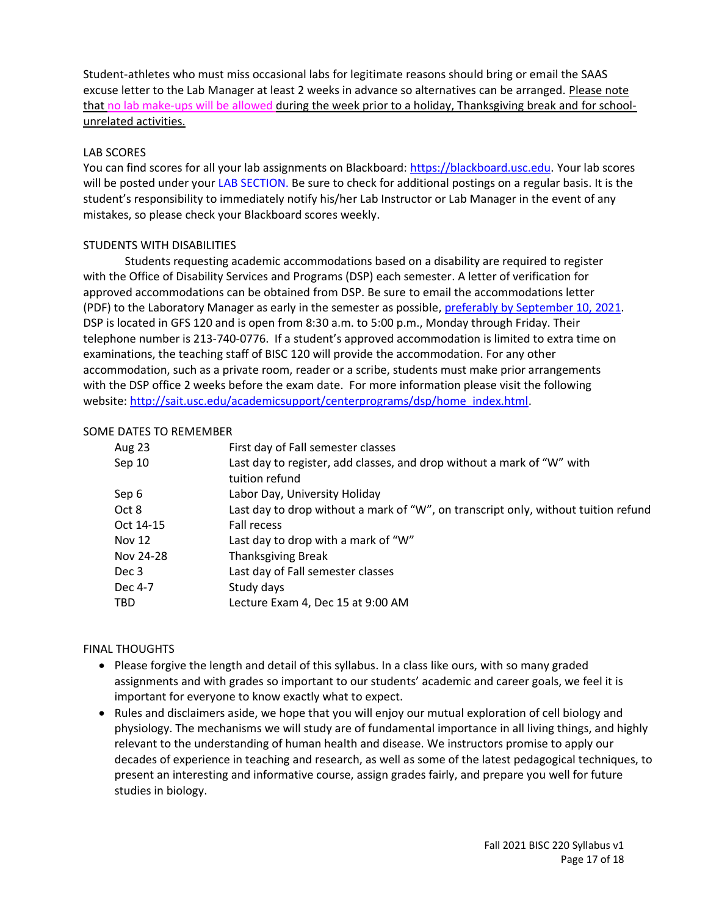Student-athletes who must miss occasional labs for legitimate reasons should bring or email the SAAS excuse letter to the Lab Manager at least 2 weeks in advance so alternatives can be arranged. Please note that no lab make-ups will be allowed during the week prior to a holiday, Thanksgiving break and for school-unrelated activities.

LAB SCORES

You can find scores for all your lab assignments on Blackboard: https://blackboard.usc.edu. Your lab scores will be posted under your LAB SECTION. Be sure to check for additional postings on a regular basis. It is the student's responsibility to immediately notify his/her Lab Instructor or Lab Manager in the event of any mistakes, so please check your Blackboard scores weekly.

STUDENTS WITH DISABILITIES

Students requesting academic accommodations based on a disability are required to register with the Office of Disability Services and Programs (DSP) each semester. A letter of verification for approved accommodations can be obtained from DSP. Be sure to email the accommodations letter (PDF) to the Laboratory Manager as early in the semester as possible, preferably by September 10, 2021. DSP is located in GFS 120 and is open from 8:30 a.m. to 5:00 p.m., Monday through Friday. Their telephone number is 213-740-0776. If a student's approved accommodation is limited to extra time on examinations, the teaching staff of BISC 120 will provide the accommodation. For any other accommodation, such as a private room, reader or a scribe, students must make prior arrangements with the DSP office 2 weeks before the exam date. For more information please visit the following website: http://sait.usc.edu/academicsupport/centerprograms/dsp/home_index.html.

SOME DATES TO REMEMBER

| | |
|---|---|
| Aug 23 | First day of Fall semester classes |
| Sep 10 | Last day to register, add classes, and drop without a mark of "W" with tuition refund |
| Sep 6 | Labor Day, University Holiday |
| Oct 8 | Last day to drop without a mark of "W", on transcript only, without tuition refund |
| Oct 14-15 | Fall recess |
| Nov 12 | Last day to drop with a mark of "W" |
| Nov 24-28 | Thanksgiving Break |
| Dec 3 | Last day of Fall semester classes |
| Dec 4-7 | Study days |
| TBD | Lecture Exam 4, Dec 15 at 9:00 AM |

FINAL THOUGHTS

- Please forgive the length and detail of this syllabus. In a class like ours, with so many graded assignments and with grades so important to our students' academic and career goals, we feel it is important for everyone to know exactly what to expect.
- Rules and disclaimers aside, we hope that you will enjoy our mutual exploration of cell biology and physiology. The mechanisms we will study are of fundamental importance in all living things, and highly relevant to the understanding of human health and disease. We instructors promise to apply our decades of experience in teaching and research, as well as some of the latest pedagogical techniques, to present an interesting and informative course, assign grades fairly, and prepare you well for future studies in biology.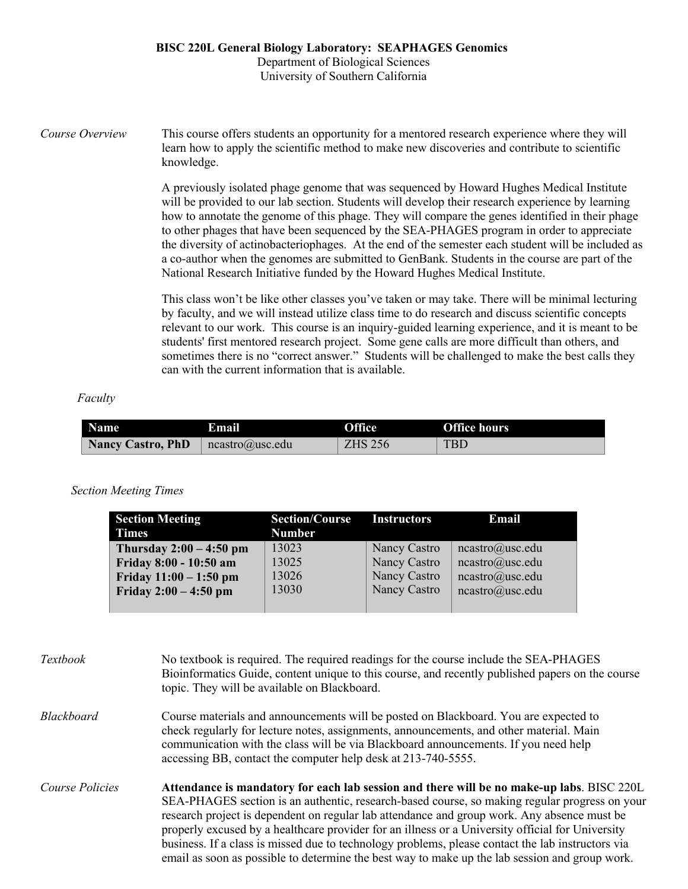**BISC 220L General Biology Laboratory: SEAPHAGES Genomics**
Department of Biological Sciences
University of Southern California

*Course Overview*

This course offers students an opportunity for a mentored research experience where they will learn how to apply the scientific method to make new discoveries and contribute to scientific knowledge.

A previously isolated phage genome that was sequenced by Howard Hughes Medical Institute will be provided to our lab section. Students will develop their research experience by learning how to annotate the genome of this phage. They will compare the genes identified in their phage to other phages that have been sequenced by the SEA-PHAGES program in order to appreciate the diversity of actinobacteriophages. At the end of the semester each student will be included as a co-author when the genomes are submitted to GenBank. Students in the course are part of the National Research Initiative funded by the Howard Hughes Medical Institute.

This class won't be like other classes you've taken or may take. There will be minimal lecturing by faculty, and we will instead utilize class time to do research and discuss scientific concepts relevant to our work. This course is an inquiry-guided learning experience, and it is meant to be students' first mentored research project. Some gene calls are more difficult than others, and sometimes there is no "correct answer." Students will be challenged to make the best calls they can with the current information that is available.

*Faculty*

| Name | Email | Office | Office hours |
|---|---|---|---|
| **Nancy Castro, PhD** | ncastro@usc.edu | ZHS 256 | TBD |

*Section Meeting Times*

| Section Meeting Times | Section/Course Number | Instructors | Email |
|---|---|---|---|
| **Thursday 2:00 – 4:50 pm** | 13023 | Nancy Castro | ncastro@usc.edu |
| **Friday 8:00 - 10:50 am** | 13025 | Nancy Castro | ncastro@usc.edu |
| **Friday 11:00 – 1:50 pm** | 13026 | Nancy Castro | ncastro@usc.edu |
| **Friday 2:00 – 4:50 pm** | 13030 | Nancy Castro | ncastro@usc.edu |

*Textbook*

No textbook is required. The required readings for the course include the SEA-PHAGES Bioinformatics Guide, content unique to this course, and recently published papers on the course topic. They will be available on Blackboard.

*Blackboard*

Course materials and announcements will be posted on Blackboard. You are expected to check regularly for lecture notes, assignments, announcements, and other material. Main communication with the class will be via Blackboard announcements. If you need help accessing BB, contact the computer help desk at 213-740-5555.

*Course Policies*

**Attendance is mandatory for each lab session and there will be no make-up labs**. BISC 220L SEA-PHAGES section is an authentic, research-based course, so making regular progress on your research project is dependent on regular lab attendance and group work. Any absence must be properly excused by a healthcare provider for an illness or a University official for University business. If a class is missed due to technology problems, please contact the lab instructors via email as soon as possible to determine the best way to make up the lab session and group work.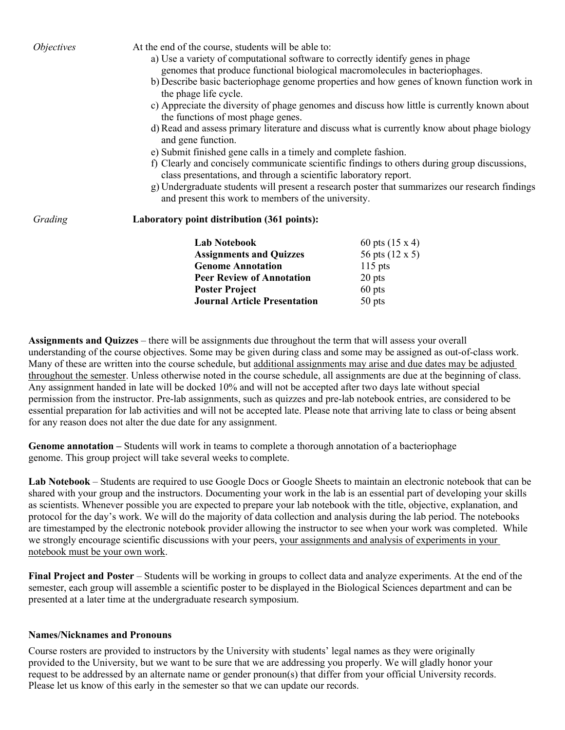*Objectives*

At the end of the course, students will be able to:

a) Use a variety of computational software to correctly identify genes in phage genomes that produce functional biological macromolecules in bacteriophages.
b) Describe basic bacteriophage genome properties and how genes of known function work in the phage life cycle.
c) Appreciate the diversity of phage genomes and discuss how little is currently known about the functions of most phage genes.
d) Read and assess primary literature and discuss what is currently know about phage biology and gene function.
e) Submit finished gene calls in a timely and complete fashion.
f) Clearly and concisely communicate scientific findings to others during group discussions, class presentations, and through a scientific laboratory report.
g) Undergraduate students will present a research poster that summarizes our research findings and present this work to members of the university.

*Grading*

**Laboratory point distribution (361 points):**

| | |
|---|---|
| **Lab Notebook** | 60 pts (15 x 4) |
| **Assignments and Quizzes** | 56 pts (12 x 5) |
| **Genome Annotation** | 115 pts |
| **Peer Review of Annotation** | 20 pts |
| **Poster Project** | 60 pts |
| **Journal Article Presentation** | 50 pts |

**Assignments and Quizzes** – there will be assignments due throughout the term that will assess your overall understanding of the course objectives. Some may be given during class and some may be assigned as out-of-class work. Many of these are written into the course schedule, but additional assignments may arise and due dates may be adjusted throughout the semester. Unless otherwise noted in the course schedule, all assignments are due at the beginning of class. Any assignment handed in late will be docked 10% and will not be accepted after two days late without special permission from the instructor. Pre-lab assignments, such as quizzes and pre-lab notebook entries, are considered to be essential preparation for lab activities and will not be accepted late. Please note that arriving late to class or being absent for any reason does not alter the due date for any assignment.

**Genome annotation –** Students will work in teams to complete a thorough annotation of a bacteriophage genome. This group project will take several weeks to complete.

**Lab Notebook** – Students are required to use Google Docs or Google Sheets to maintain an electronic notebook that can be shared with your group and the instructors. Documenting your work in the lab is an essential part of developing your skills as scientists. Whenever possible you are expected to prepare your lab notebook with the title, objective, explanation, and protocol for the day's work. We will do the majority of data collection and analysis during the lab period. The notebooks are timestamped by the electronic notebook provider allowing the instructor to see when your work was completed. While we strongly encourage scientific discussions with your peers, your assignments and analysis of experiments in your notebook must be your own work.

**Final Project and Poster** – Students will be working in groups to collect data and analyze experiments. At the end of the semester, each group will assemble a scientific poster to be displayed in the Biological Sciences department and can be presented at a later time at the undergraduate research symposium.

**Names/Nicknames and Pronouns**

Course rosters are provided to instructors by the University with students' legal names as they were originally provided to the University, but we want to be sure that we are addressing you properly. We will gladly honor your request to be addressed by an alternate name or gender pronoun(s) that differ from your official University records. Please let us know of this early in the semester so that we can update our records.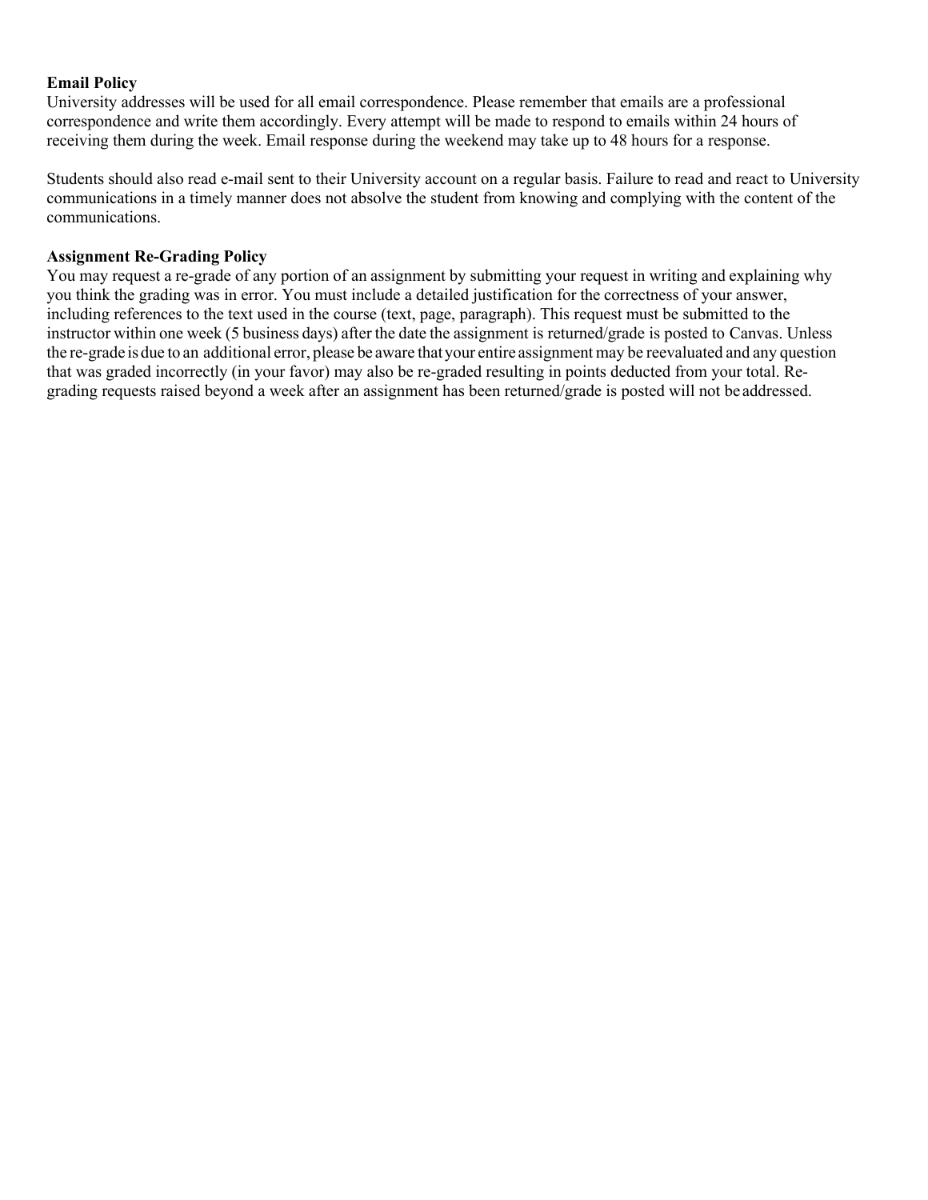**Email Policy**
University addresses will be used for all email correspondence. Please remember that emails are a professional correspondence and write them accordingly. Every attempt will be made to respond to emails within 24 hours of receiving them during the week. Email response during the weekend may take up to 48 hours for a response.

Students should also read e-mail sent to their University account on a regular basis. Failure to read and react to University communications in a timely manner does not absolve the student from knowing and complying with the content of the communications.

**Assignment Re-Grading Policy**
You may request a re-grade of any portion of an assignment by submitting your request in writing and explaining why you think the grading was in error. You must include a detailed justification for the correctness of your answer, including references to the text used in the course (text, page, paragraph). This request must be submitted to the instructor within one week (5 business days) after the date the assignment is returned/grade is posted to Canvas. Unless the re-grade is due to an additional error, please be aware that your entire assignment may be reevaluated and any question that was graded incorrectly (in your favor) may also be re-graded resulting in points deducted from your total. Re-grading requests raised beyond a week after an assignment has been returned/grade is posted will not be addressed.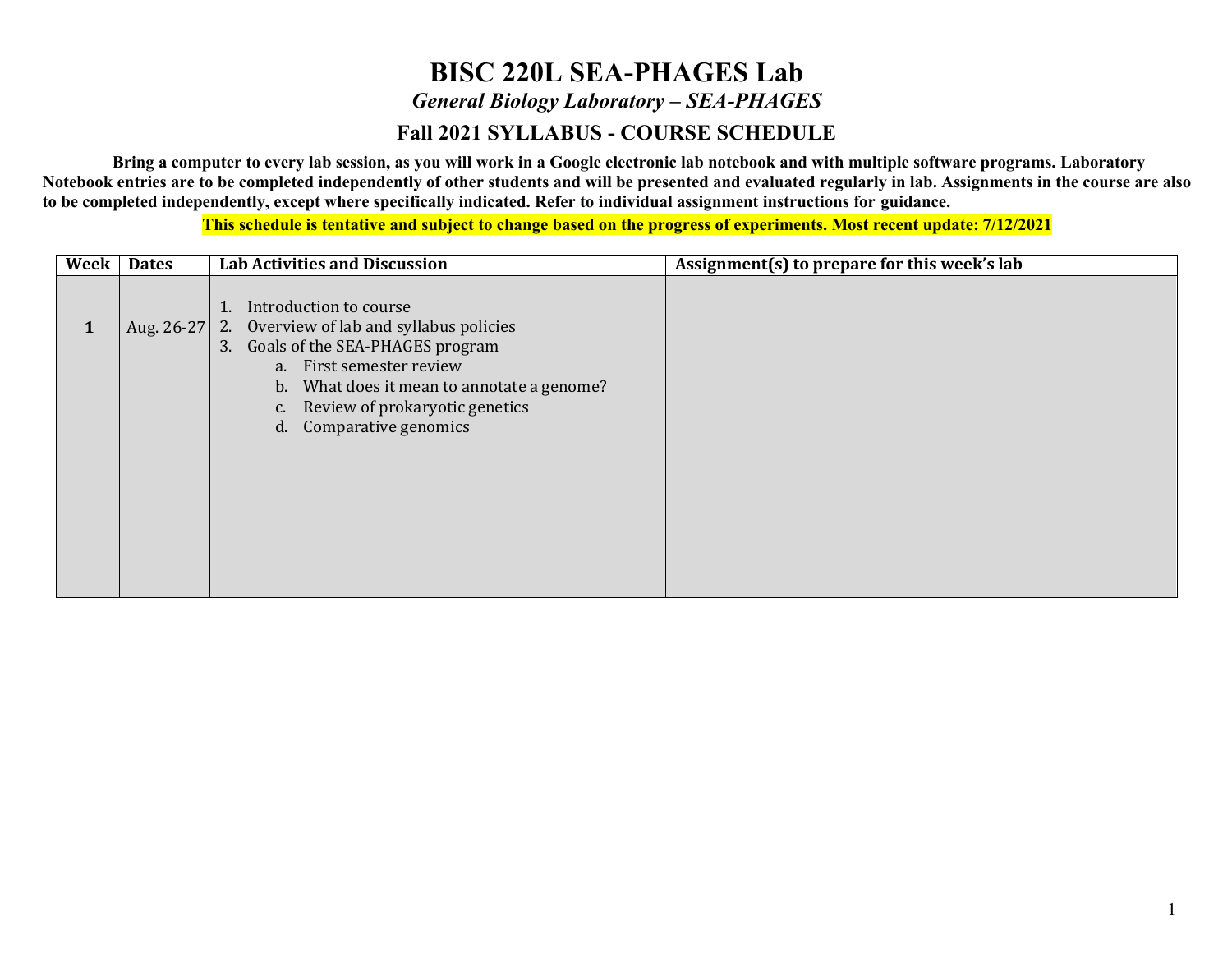# BISC 220L SEA-PHAGES Lab

## *General Biology Laboratory – SEA-PHAGES*

### Fall 2021 SYLLABUS - COURSE SCHEDULE

**Bring a computer to every lab session, as you will work in a Google electronic lab notebook and with multiple software programs. Laboratory Notebook entries are to be completed independently of other students and will be presented and evaluated regularly in lab. Assignments in the course are also to be completed independently, except where specifically indicated. Refer to individual assignment instructions for guidance.**

**This schedule is tentative and subject to change based on the progress of experiments. Most recent update: 7/12/2021**

| Week | Dates | Lab Activities and Discussion | Assignment(s) to prepare for this week's lab |
|---|---|---|---|
| **1** | Aug. 26-27 | 1. Introduction to course<br>2. Overview of lab and syllabus policies<br>3. Goals of the SEA-PHAGES program<br>&nbsp;&nbsp;&nbsp;&nbsp;a. First semester review<br>&nbsp;&nbsp;&nbsp;&nbsp;b. What does it mean to annotate a genome?<br>&nbsp;&nbsp;&nbsp;&nbsp;c. Review of prokaryotic genetics<br>&nbsp;&nbsp;&nbsp;&nbsp;d. Comparative genomics | |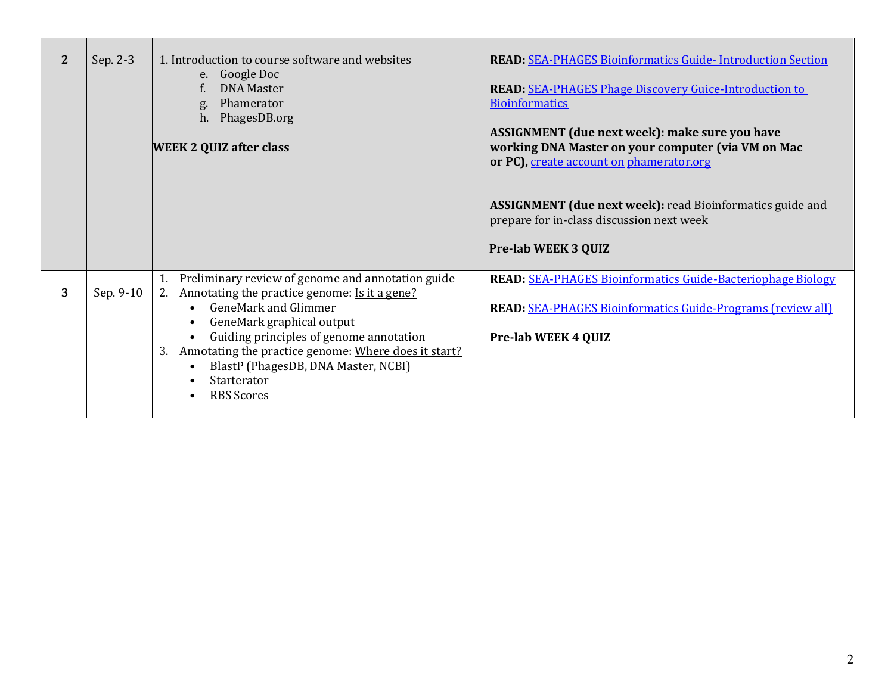| | | | |
|---|---|---|---|
| **2** | Sep. 2-3 | 1. Introduction to course software and websites<br>e. Google Doc<br>f. DNA Master<br>g. Phamerator<br>h. PhagesDB.org<br><br>**WEEK 2 QUIZ after class** | **READ:** SEA-PHAGES Bioinformatics Guide- Introduction Section<br><br>**READ:** SEA-PHAGES Phage Discovery Guice-Introduction to Bioinformatics<br><br>**ASSIGNMENT (due next week): make sure you have working DNA Master on your computer (via VM on Mac or PC),** create account on phamerator.org<br><br>**ASSIGNMENT (due next week):** read Bioinformatics guide and prepare for in-class discussion next week<br><br>**Pre-lab WEEK 3 QUIZ** |
| **3** | Sep. 9-10 | 1. Preliminary review of genome and annotation guide<br>2. Annotating the practice genome: Is it a gene?<br>• GeneMark and Glimmer<br>• GeneMark graphical output<br>• Guiding principles of genome annotation<br>3. Annotating the practice genome: Where does it start?<br>• BlastP (PhagesDB, DNA Master, NCBI)<br>• Starterator<br>• RBS Scores | **READ:** SEA-PHAGES Bioinformatics Guide-Bacteriophage Biology<br><br>**READ:** SEA-PHAGES Bioinformatics Guide-Programs (review all)<br><br>**Pre-lab WEEK 4 QUIZ** |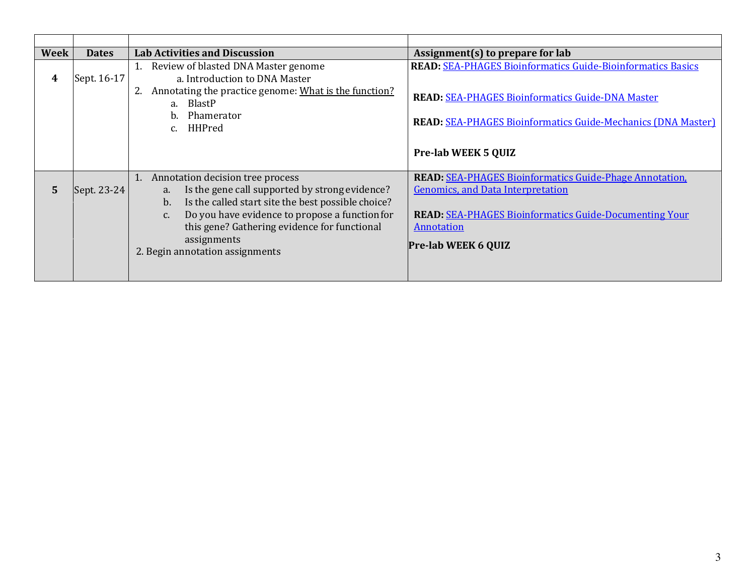| Week | Dates | Lab Activities and Discussion | Assignment(s) to prepare for lab |
|---|---|---|---|
| 4 | Sept. 16-17 | 1. Review of blasted DNA Master genome<br>a. Introduction to DNA Master<br>2. Annotating the practice genome: What is the function?<br>a. BlastP<br>b. Phamerator<br>c. HHPred | **READ:** SEA-PHAGES Bioinformatics Guide-Bioinformatics Basics<br><br>**READ:** SEA-PHAGES Bioinformatics Guide-DNA Master<br><br>**READ:** SEA-PHAGES Bioinformatics Guide-Mechanics (DNA Master)<br><br>**Pre-lab WEEK 5 QUIZ** |
| 5 | Sept. 23-24 | 1. Annotation decision tree process<br>a. Is the gene call supported by strong evidence?<br>b. Is the called start site the best possible choice?<br>c. Do you have evidence to propose a function for this gene? Gathering evidence for functional assignments<br>2. Begin annotation assignments | **READ:** SEA-PHAGES Bioinformatics Guide-Phage Annotation, Genomics, and Data Interpretation<br><br>**READ:** SEA-PHAGES Bioinformatics Guide-Documenting Your Annotation<br><br>**Pre-lab WEEK 6 QUIZ** |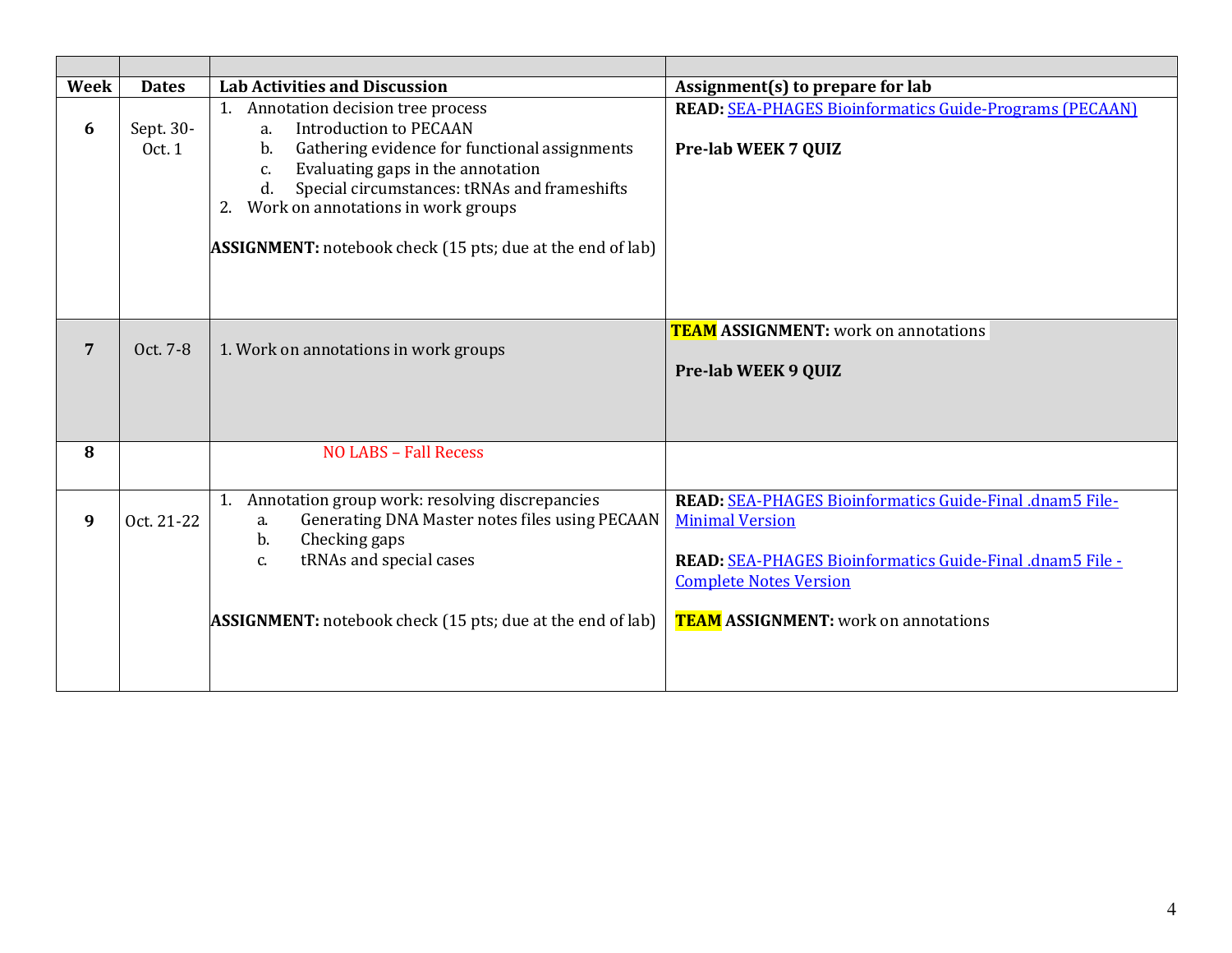| Week | Dates | Lab Activities and Discussion | Assignment(s) to prepare for lab |
|---|---|---|---|
| **6** | Sept. 30-Oct. 1 | 1. Annotation decision tree process<br>a. Introduction to PECAAN<br>b. Gathering evidence for functional assignments<br>c. Evaluating gaps in the annotation<br>d. Special circumstances: tRNAs and frameshifts<br>2. Work on annotations in work groups<br><br>**ASSIGNMENT:** notebook check (15 pts; due at the end of lab) | **READ:** SEA-PHAGES Bioinformatics Guide-Programs (PECAAN)<br><br>**Pre-lab WEEK 7 QUIZ** |
| **7** | Oct. 7-8 | 1. Work on annotations in work groups | **TEAM ASSIGNMENT:** work on annotations<br><br>**Pre-lab WEEK 9 QUIZ** |
| **8** | | NO LABS – Fall Recess | |
| **9** | Oct. 21-22 | 1. Annotation group work: resolving discrepancies<br>a. Generating DNA Master notes files using PECAAN<br>b. Checking gaps<br>c. tRNAs and special cases<br><br>**ASSIGNMENT:** notebook check (15 pts; due at the end of lab) | **READ:** SEA-PHAGES Bioinformatics Guide-Final .dnam5 File-Minimal Version<br><br>**READ:** SEA-PHAGES Bioinformatics Guide-Final .dnam5 File - Complete Notes Version<br><br>**TEAM ASSIGNMENT:** work on annotations |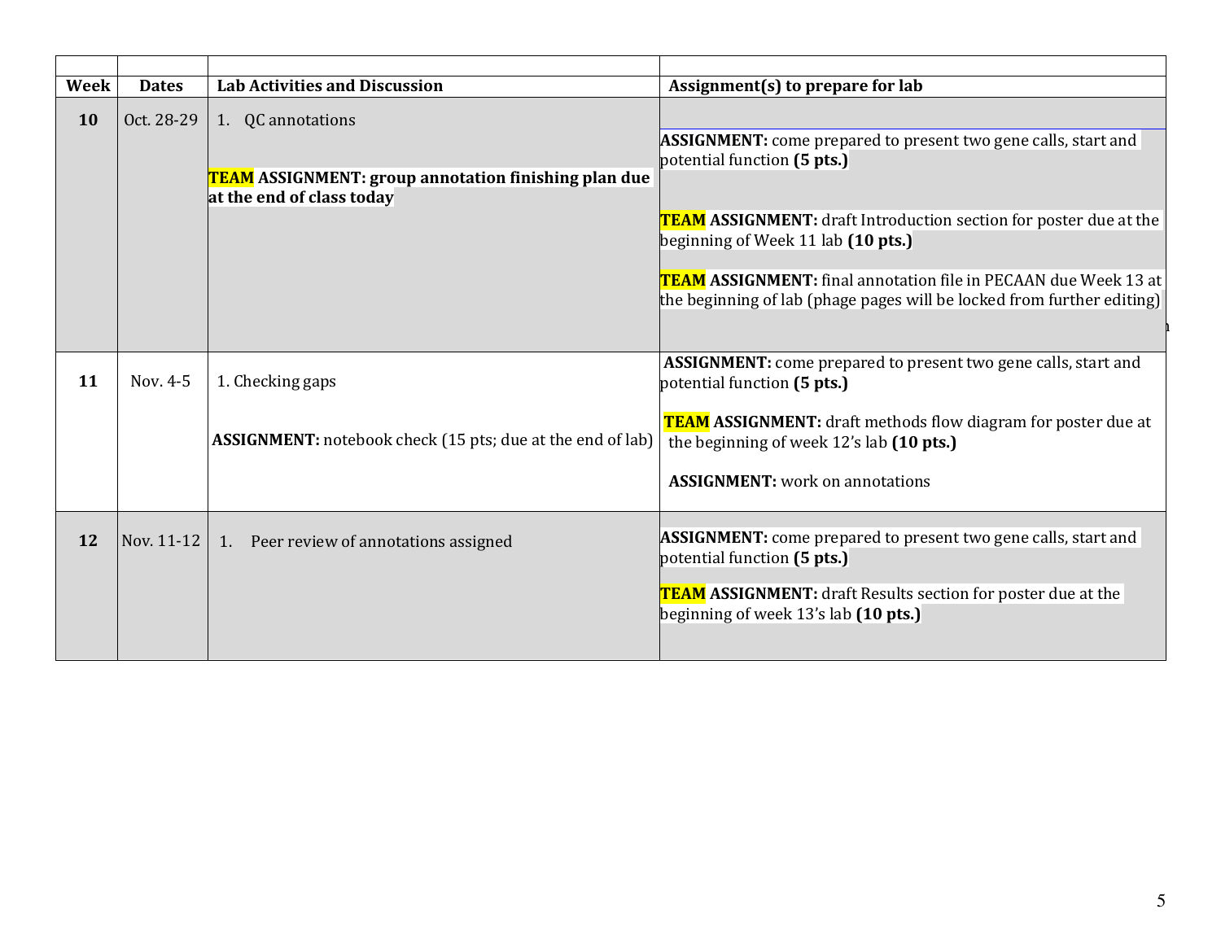| Week | Dates | Lab Activities and Discussion | Assignment(s) to prepare for lab |
|---|---|---|---|
| **10** | Oct. 28-29 | 1. QC annotations<br><br>**TEAM ASSIGNMENT: group annotation finishing plan due at the end of class today** | **ASSIGNMENT:** come prepared to present two gene calls, start and potential function **(5 pts.)**<br><br>**TEAM ASSIGNMENT:** draft Introduction section for poster due at the beginning of Week 11 lab **(10 pts.)**<br><br>**TEAM ASSIGNMENT:** final annotation file in PECAAN due Week 13 at the beginning of lab (phage pages will be locked from further editing) |
| **11** | Nov. 4-5 | 1. Checking gaps<br><br>**ASSIGNMENT:** notebook check (15 pts; due at the end of lab) | **ASSIGNMENT:** come prepared to present two gene calls, start and potential function **(5 pts.)**<br><br>**TEAM ASSIGNMENT:** draft methods flow diagram for poster due at the beginning of week 12's lab **(10 pts.)**<br><br>**ASSIGNMENT:** work on annotations |
| **12** | Nov. 11-12 | 1. Peer review of annotations assigned | **ASSIGNMENT:** come prepared to present two gene calls, start and potential function **(5 pts.)**<br><br>**TEAM ASSIGNMENT:** draft Results section for poster due at the beginning of week 13's lab **(10 pts.)** |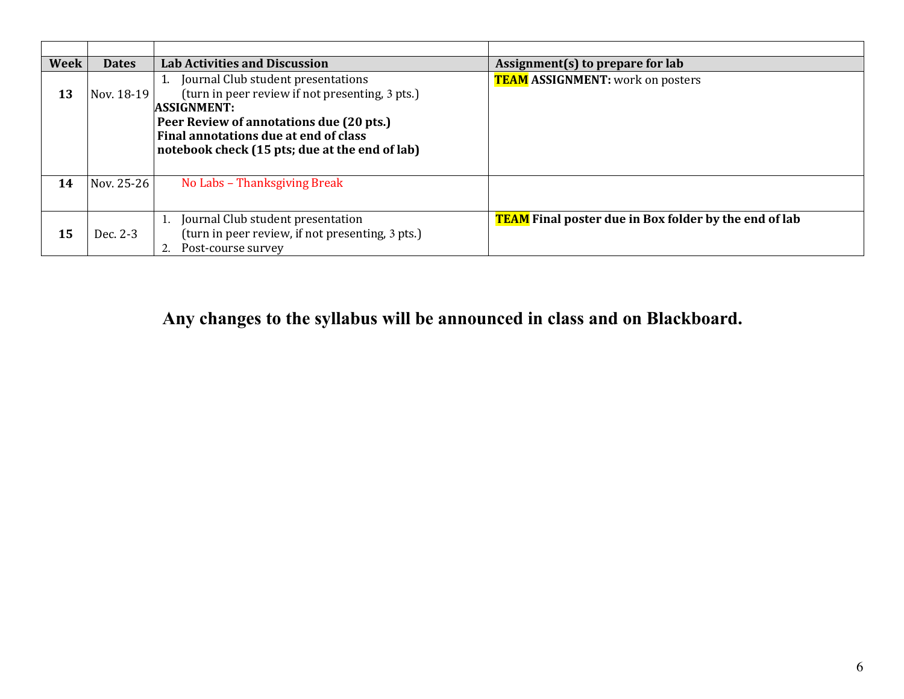| | | | |
|---|---|---|---|
| **Week** | **Dates** | **Lab Activities and Discussion** | **Assignment(s) to prepare for lab** |
| **13** | Nov. 18-19 | 1. Journal Club student presentations (turn in peer review if not presenting, 3 pts.)<br>**ASSIGNMENT:**<br>**Peer Review of annotations due (20 pts.)**<br>**Final annotations due at end of class**<br>**notebook check (15 pts; due at the end of lab)** | **TEAM ASSIGNMENT:** work on posters |
| **14** | Nov. 25-26 | No Labs – Thanksgiving Break | |
| **15** | Dec. 2-3 | 1. Journal Club student presentation (turn in peer review, if not presenting, 3 pts.)<br>2. Post-course survey | **TEAM Final poster due in Box folder by the end of lab** |

**Any changes to the syllabus will be announced in class and on Blackboard.**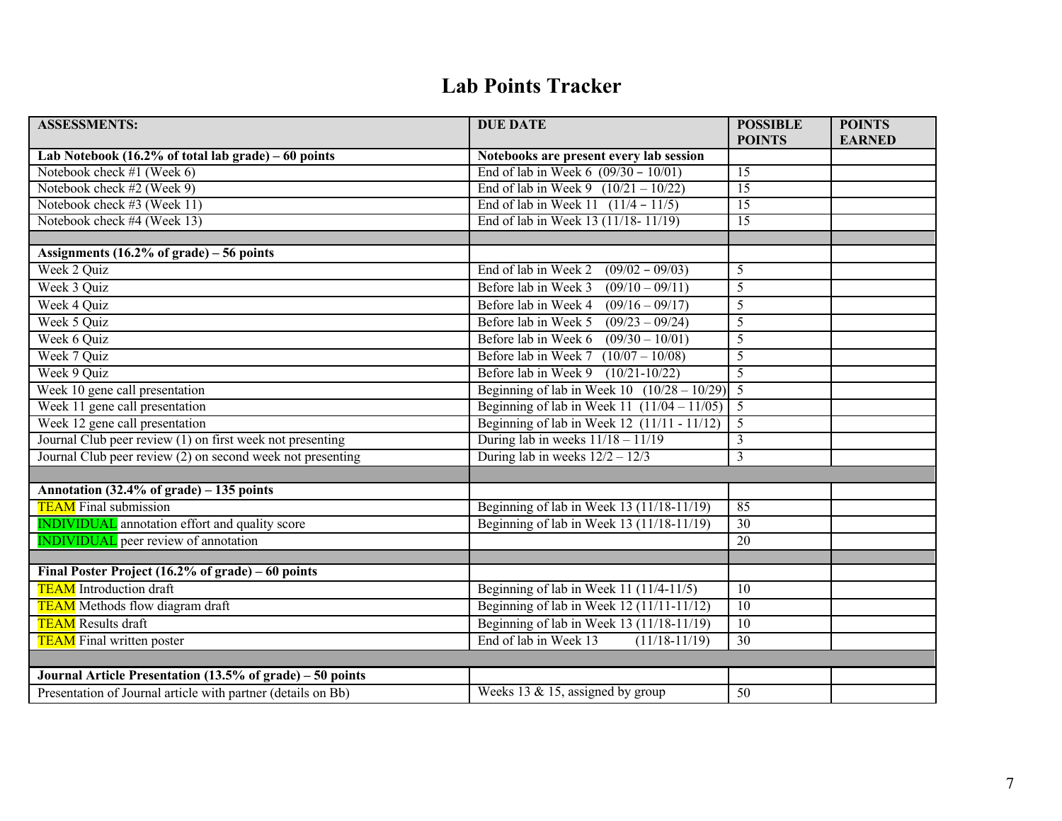# Lab Points Tracker

| ASSESSMENTS: | DUE DATE | POSSIBLE POINTS | POINTS EARNED |
|---|---|---|---|
| **Lab Notebook (16.2% of total lab grade) – 60 points** | **Notebooks are present every lab session** | | |
| Notebook check #1 (Week 6) | End of lab in Week 6 (09/30 – 10/01) | 15 | |
| Notebook check #2 (Week 9) | End of lab in Week 9 (10/21 – 10/22) | 15 | |
| Notebook check #3 (Week 11) | End of lab in Week 11 (11/4 – 11/5) | 15 | |
| Notebook check #4 (Week 13) | End of lab in Week 13 (11/18- 11/19) | 15 | |
| | | | |
| **Assignments (16.2% of grade) – 56 points** | | | |
| Week 2 Quiz | End of lab in Week 2 (09/02 – 09/03) | 5 | |
| Week 3 Quiz | Before lab in Week 3 (09/10 – 09/11) | 5 | |
| Week 4 Quiz | Before lab in Week 4 (09/16 – 09/17) | 5 | |
| Week 5 Quiz | Before lab in Week 5 (09/23 – 09/24) | 5 | |
| Week 6 Quiz | Before lab in Week 6 (09/30 – 10/01) | 5 | |
| Week 7 Quiz | Before lab in Week 7 (10/07 – 10/08) | 5 | |
| Week 9 Quiz | Before lab in Week 9 (10/21-10/22) | 5 | |
| Week 10 gene call presentation | Beginning of lab in Week 10 (10/28 – 10/29) | 5 | |
| Week 11 gene call presentation | Beginning of lab in Week 11 (11/04 – 11/05) | 5 | |
| Week 12 gene call presentation | Beginning of lab in Week 12 (11/11 - 11/12) | 5 | |
| Journal Club peer review (1) on first week not presenting | During lab in weeks 11/18 – 11/19 | 3 | |
| Journal Club peer review (2) on second week not presenting | During lab in weeks 12/2 – 12/3 | 3 | |
| | | | |
| **Annotation (32.4% of grade) – 135 points** | | | |
| TEAM Final submission | Beginning of lab in Week 13 (11/18-11/19) | 85 | |
| INDIVIDUAL annotation effort and quality score | Beginning of lab in Week 13 (11/18-11/19) | 30 | |
| INDIVIDUAL peer review of annotation | | 20 | |
| | | | |
| **Final Poster Project (16.2% of grade) – 60 points** | | | |
| TEAM Introduction draft | Beginning of lab in Week 11 (11/4-11/5) | 10 | |
| TEAM Methods flow diagram draft | Beginning of lab in Week 12 (11/11-11/12) | 10 | |
| TEAM Results draft | Beginning of lab in Week 13 (11/18-11/19) | 10 | |
| TEAM Final written poster | End of lab in Week 13 (11/18-11/19) | 30 | |
| | | | |
| **Journal Article Presentation (13.5% of grade) – 50 points** | | | |
| Presentation of Journal article with partner (details on Bb) | Weeks 13 & 15, assigned by group | 50 | |